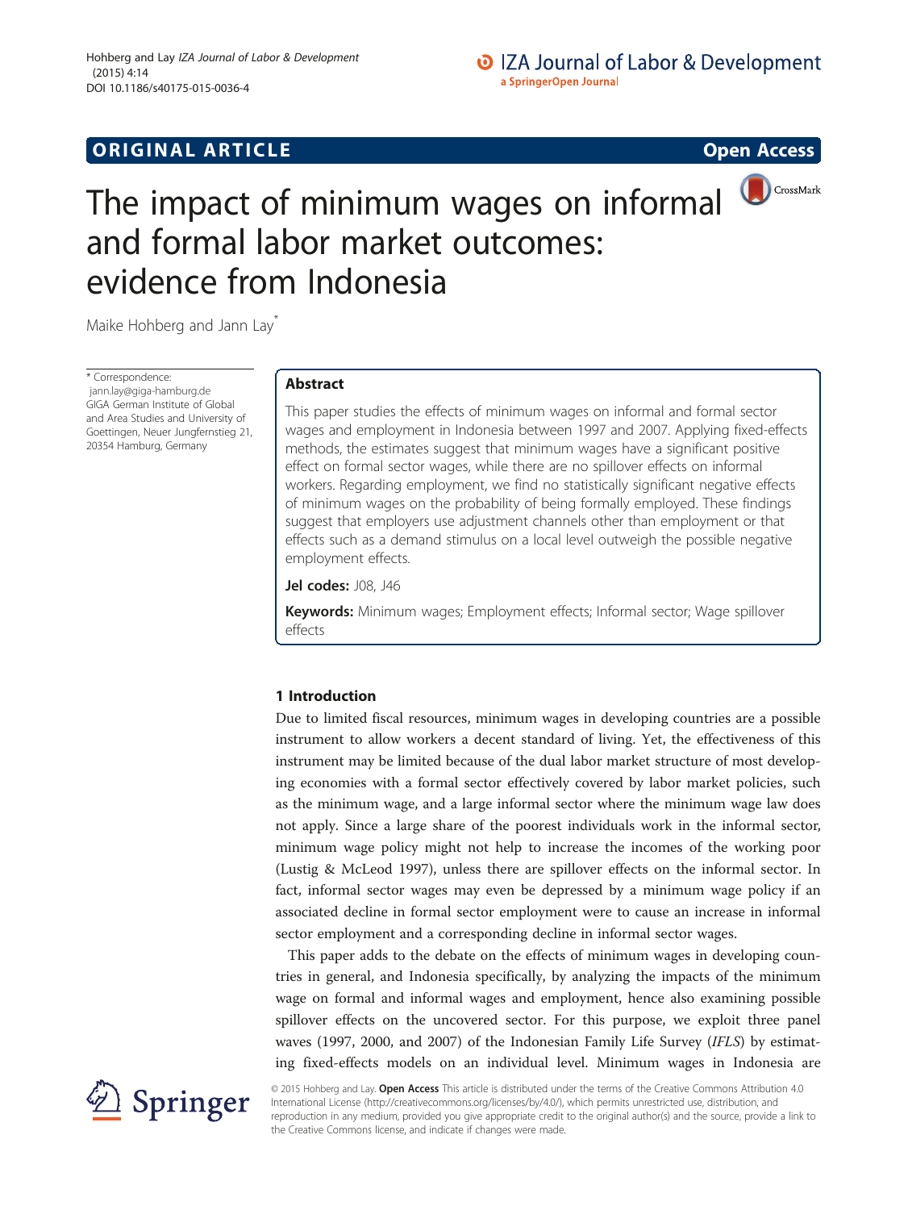ORIGINAL ARTICLE

Open Access

# The impact of minimum wages on informal and formal labor market outcomes: evidence from Indonesia

Maike Hohberg and Jann Lay*

\* Correspondence: jann.lay@giga-hamburg.de
GIGA German Institute of Global and Area Studies and University of Goettingen, Neuer Jungfernstieg 21, 20354 Hamburg, Germany

## Abstract

This paper studies the effects of minimum wages on informal and formal sector wages and employment in Indonesia between 1997 and 2007. Applying fixed-effects methods, the estimates suggest that minimum wages have a significant positive effect on formal sector wages, while there are no spillover effects on informal workers. Regarding employment, we find no statistically significant negative effects of minimum wages on the probability of being formally employed. These findings suggest that employers use adjustment channels other than employment or that effects such as a demand stimulus on a local level outweigh the possible negative employment effects.

**Jel codes:** J08, J46

**Keywords:** Minimum wages; Employment effects; Informal sector; Wage spillover effects

## 1 Introduction

Due to limited fiscal resources, minimum wages in developing countries are a possible instrument to allow workers a decent standard of living. Yet, the effectiveness of this instrument may be limited because of the dual labor market structure of most developing economies with a formal sector effectively covered by labor market policies, such as the minimum wage, and a large informal sector where the minimum wage law does not apply. Since a large share of the poorest individuals work in the informal sector, minimum wage policy might not help to increase the incomes of the working poor (Lustig & McLeod 1997), unless there are spillover effects on the informal sector. In fact, informal sector wages may even be depressed by a minimum wage policy if an associated decline in formal sector employment were to cause an increase in informal sector employment and a corresponding decline in informal sector wages.

This paper adds to the debate on the effects of minimum wages in developing countries in general, and Indonesia specifically, by analyzing the impacts of the minimum wage on formal and informal wages and employment, hence also examining possible spillover effects on the uncovered sector. For this purpose, we exploit three panel waves (1997, 2000, and 2007) of the Indonesian Family Life Survey (*IFLS*) by estimating fixed-effects models on an individual level. Minimum wages in Indonesia are

© 2015 Hohberg and Lay. **Open Access** This article is distributed under the terms of the Creative Commons Attribution 4.0 International License (http://creativecommons.org/licenses/by/4.0/), which permits unrestricted use, distribution, and reproduction in any medium, provided you give appropriate credit to the original author(s) and the source, provide a link to the Creative Commons license, and indicate if changes were made.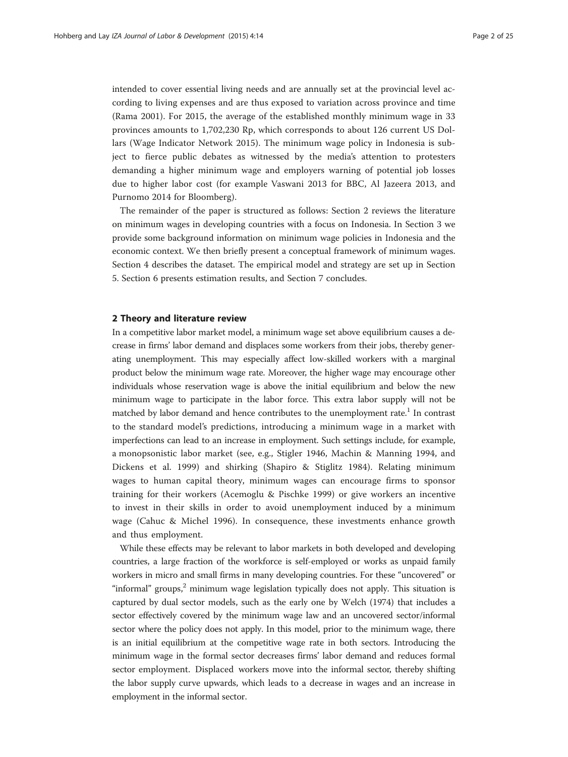intended to cover essential living needs and are annually set at the provincial level according to living expenses and are thus exposed to variation across province and time (Rama 2001). For 2015, the average of the established monthly minimum wage in 33 provinces amounts to 1,702,230 Rp, which corresponds to about 126 current US Dollars (Wage Indicator Network 2015). The minimum wage policy in Indonesia is subject to fierce public debates as witnessed by the media's attention to protesters demanding a higher minimum wage and employers warning of potential job losses due to higher labor cost (for example Vaswani 2013 for BBC, Al Jazeera 2013, and Purnomo 2014 for Bloomberg).

The remainder of the paper is structured as follows: Section 2 reviews the literature on minimum wages in developing countries with a focus on Indonesia. In Section 3 we provide some background information on minimum wage policies in Indonesia and the economic context. We then briefly present a conceptual framework of minimum wages. Section 4 describes the dataset. The empirical model and strategy are set up in Section 5. Section 6 presents estimation results, and Section 7 concludes.

## 2 Theory and literature review

In a competitive labor market model, a minimum wage set above equilibrium causes a decrease in firms' labor demand and displaces some workers from their jobs, thereby generating unemployment. This may especially affect low-skilled workers with a marginal product below the minimum wage rate. Moreover, the higher wage may encourage other individuals whose reservation wage is above the initial equilibrium and below the new minimum wage to participate in the labor force. This extra labor supply will not be matched by labor demand and hence contributes to the unemployment rate.[1] In contrast to the standard model's predictions, introducing a minimum wage in a market with imperfections can lead to an increase in employment. Such settings include, for example, a monopsonistic labor market (see, e.g., Stigler 1946, Machin & Manning 1994, and Dickens et al. 1999) and shirking (Shapiro & Stiglitz 1984). Relating minimum wages to human capital theory, minimum wages can encourage firms to sponsor training for their workers (Acemoglu & Pischke 1999) or give workers an incentive to invest in their skills in order to avoid unemployment induced by a minimum wage (Cahuc & Michel 1996). In consequence, these investments enhance growth and thus employment.

While these effects may be relevant to labor markets in both developed and developing countries, a large fraction of the workforce is self-employed or works as unpaid family workers in micro and small firms in many developing countries. For these "uncovered" or "informal" groups,[2] minimum wage legislation typically does not apply. This situation is captured by dual sector models, such as the early one by Welch (1974) that includes a sector effectively covered by the minimum wage law and an uncovered sector/informal sector where the policy does not apply. In this model, prior to the minimum wage, there is an initial equilibrium at the competitive wage rate in both sectors. Introducing the minimum wage in the formal sector decreases firms' labor demand and reduces formal sector employment. Displaced workers move into the informal sector, thereby shifting the labor supply curve upwards, which leads to a decrease in wages and an increase in employment in the informal sector.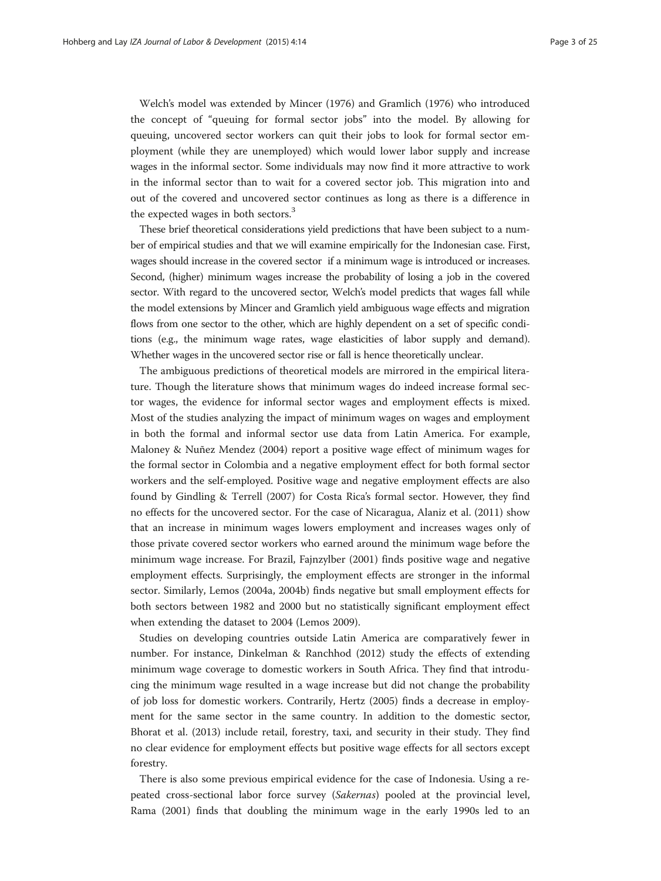Welch's model was extended by Mincer (1976) and Gramlich (1976) who introduced the concept of "queuing for formal sector jobs" into the model. By allowing for queuing, uncovered sector workers can quit their jobs to look for formal sector employment (while they are unemployed) which would lower labor supply and increase wages in the informal sector. Some individuals may now find it more attractive to work in the informal sector than to wait for a covered sector job. This migration into and out of the covered and uncovered sector continues as long as there is a difference in the expected wages in both sectors.[3]

These brief theoretical considerations yield predictions that have been subject to a number of empirical studies and that we will examine empirically for the Indonesian case. First, wages should increase in the covered sector if a minimum wage is introduced or increases. Second, (higher) minimum wages increase the probability of losing a job in the covered sector. With regard to the uncovered sector, Welch's model predicts that wages fall while the model extensions by Mincer and Gramlich yield ambiguous wage effects and migration flows from one sector to the other, which are highly dependent on a set of specific conditions (e.g., the minimum wage rates, wage elasticities of labor supply and demand). Whether wages in the uncovered sector rise or fall is hence theoretically unclear.

The ambiguous predictions of theoretical models are mirrored in the empirical literature. Though the literature shows that minimum wages do indeed increase formal sector wages, the evidence for informal sector wages and employment effects is mixed. Most of the studies analyzing the impact of minimum wages on wages and employment in both the formal and informal sector use data from Latin America. For example, Maloney & Nuñez Mendez (2004) report a positive wage effect of minimum wages for the formal sector in Colombia and a negative employment effect for both formal sector workers and the self-employed. Positive wage and negative employment effects are also found by Gindling & Terrell (2007) for Costa Rica's formal sector. However, they find no effects for the uncovered sector. For the case of Nicaragua, Alaniz et al. (2011) show that an increase in minimum wages lowers employment and increases wages only of those private covered sector workers who earned around the minimum wage before the minimum wage increase. For Brazil, Fajnzylber (2001) finds positive wage and negative employment effects. Surprisingly, the employment effects are stronger in the informal sector. Similarly, Lemos (2004a, 2004b) finds negative but small employment effects for both sectors between 1982 and 2000 but no statistically significant employment effect when extending the dataset to 2004 (Lemos 2009).

Studies on developing countries outside Latin America are comparatively fewer in number. For instance, Dinkelman & Ranchhod (2012) study the effects of extending minimum wage coverage to domestic workers in South Africa. They find that introducing the minimum wage resulted in a wage increase but did not change the probability of job loss for domestic workers. Contrarily, Hertz (2005) finds a decrease in employment for the same sector in the same country. In addition to the domestic sector, Bhorat et al. (2013) include retail, forestry, taxi, and security in their study. They find no clear evidence for employment effects but positive wage effects for all sectors except forestry.

There is also some previous empirical evidence for the case of Indonesia. Using a repeated cross-sectional labor force survey (*Sakernas*) pooled at the provincial level, Rama (2001) finds that doubling the minimum wage in the early 1990s led to an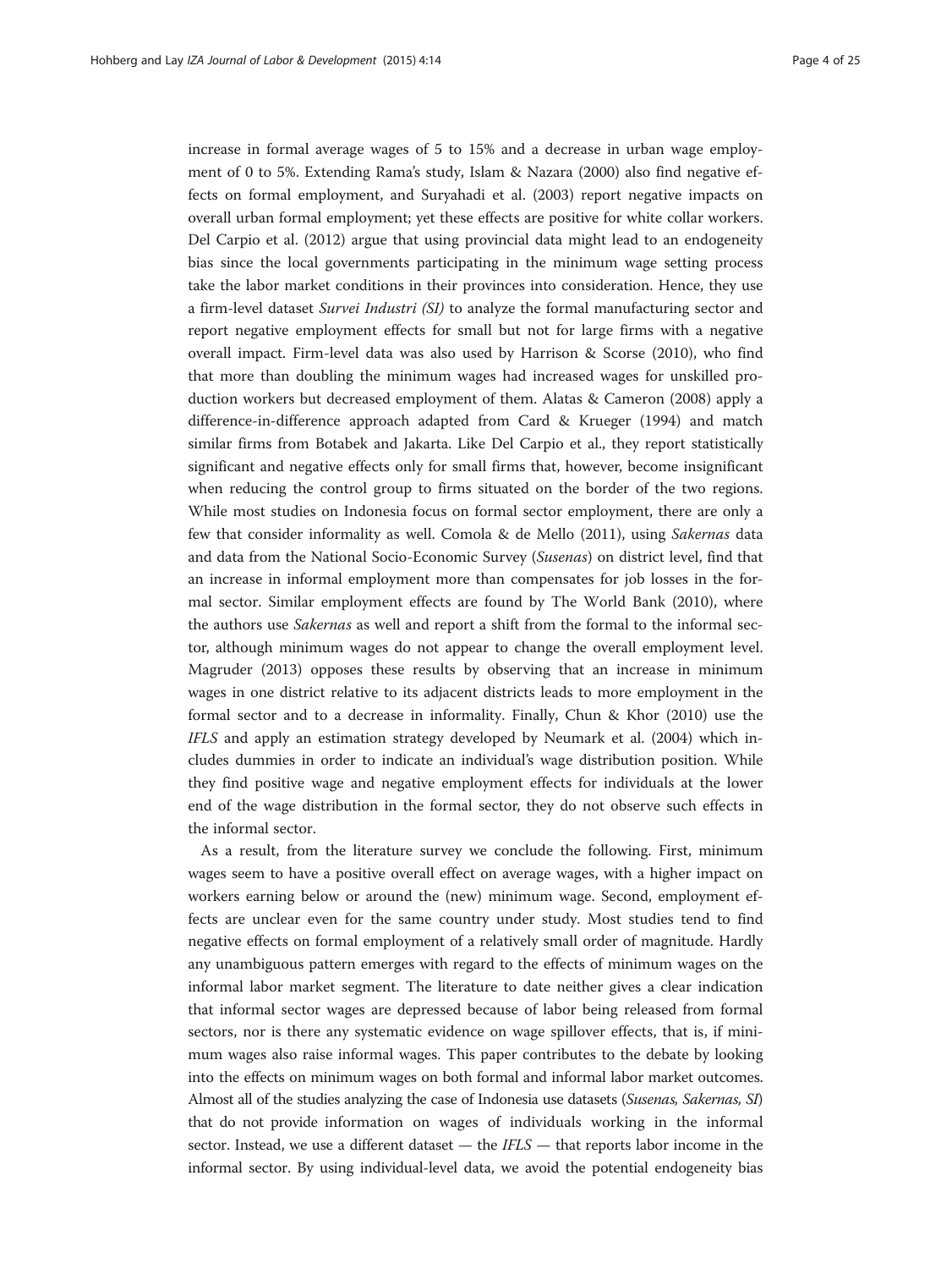increase in formal average wages of 5 to 15% and a decrease in urban wage employment of 0 to 5%. Extending Rama's study, Islam & Nazara (2000) also find negative effects on formal employment, and Suryahadi et al. (2003) report negative impacts on overall urban formal employment; yet these effects are positive for white collar workers. Del Carpio et al. (2012) argue that using provincial data might lead to an endogeneity bias since the local governments participating in the minimum wage setting process take the labor market conditions in their provinces into consideration. Hence, they use a firm-level dataset *Survei Industri (SI)* to analyze the formal manufacturing sector and report negative employment effects for small but not for large firms with a negative overall impact. Firm-level data was also used by Harrison & Scorse (2010), who find that more than doubling the minimum wages had increased wages for unskilled production workers but decreased employment of them. Alatas & Cameron (2008) apply a difference-in-difference approach adapted from Card & Krueger (1994) and match similar firms from Botabek and Jakarta. Like Del Carpio et al., they report statistically significant and negative effects only for small firms that, however, become insignificant when reducing the control group to firms situated on the border of the two regions. While most studies on Indonesia focus on formal sector employment, there are only a few that consider informality as well. Comola & de Mello (2011), using *Sakernas* data and data from the National Socio-Economic Survey (*Susenas*) on district level, find that an increase in informal employment more than compensates for job losses in the formal sector. Similar employment effects are found by The World Bank (2010), where the authors use *Sakernas* as well and report a shift from the formal to the informal sector, although minimum wages do not appear to change the overall employment level. Magruder (2013) opposes these results by observing that an increase in minimum wages in one district relative to its adjacent districts leads to more employment in the formal sector and to a decrease in informality. Finally, Chun & Khor (2010) use the *IFLS* and apply an estimation strategy developed by Neumark et al. (2004) which includes dummies in order to indicate an individual's wage distribution position. While they find positive wage and negative employment effects for individuals at the lower end of the wage distribution in the formal sector, they do not observe such effects in the informal sector.

As a result, from the literature survey we conclude the following. First, minimum wages seem to have a positive overall effect on average wages, with a higher impact on workers earning below or around the (new) minimum wage. Second, employment effects are unclear even for the same country under study. Most studies tend to find negative effects on formal employment of a relatively small order of magnitude. Hardly any unambiguous pattern emerges with regard to the effects of minimum wages on the informal labor market segment. The literature to date neither gives a clear indication that informal sector wages are depressed because of labor being released from formal sectors, nor is there any systematic evidence on wage spillover effects, that is, if minimum wages also raise informal wages. This paper contributes to the debate by looking into the effects on minimum wages on both formal and informal labor market outcomes. Almost all of the studies analyzing the case of Indonesia use datasets (*Susenas, Sakernas, SI*) that do not provide information on wages of individuals working in the informal sector. Instead, we use a different dataset — the *IFLS* — that reports labor income in the informal sector. By using individual-level data, we avoid the potential endogeneity bias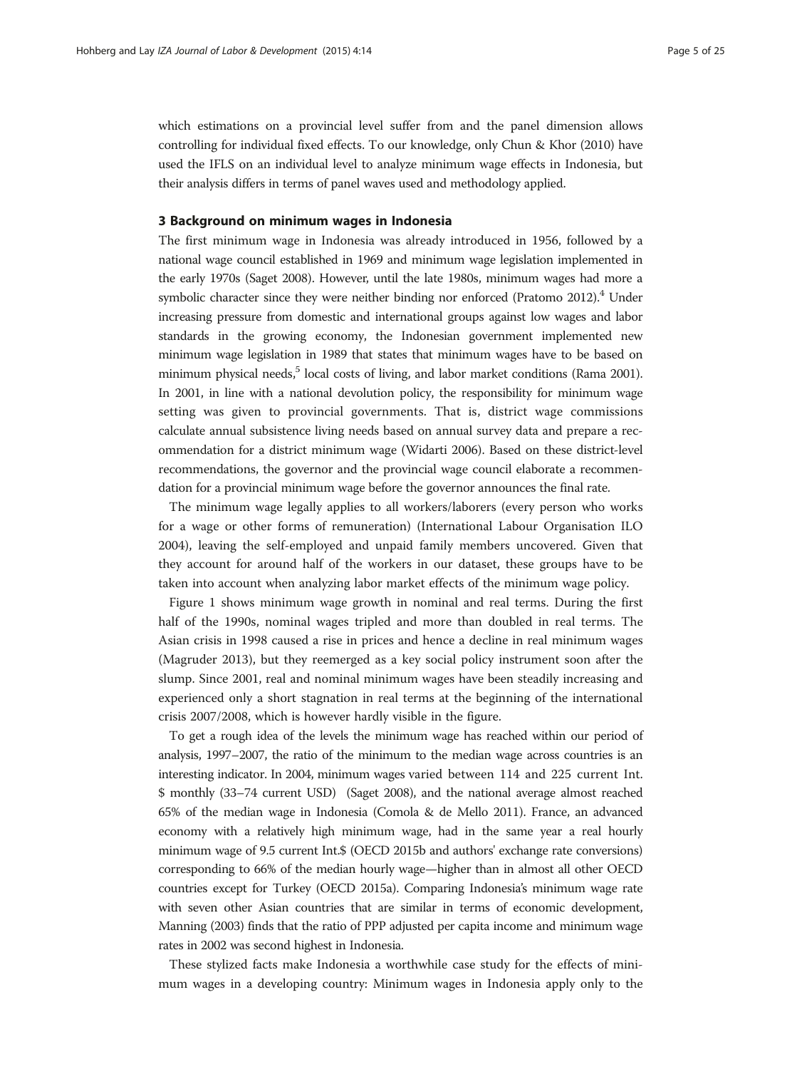which estimations on a provincial level suffer from and the panel dimension allows controlling for individual fixed effects. To our knowledge, only Chun & Khor (2010) have used the IFLS on an individual level to analyze minimum wage effects in Indonesia, but their analysis differs in terms of panel waves used and methodology applied.

## 3 Background on minimum wages in Indonesia

The first minimum wage in Indonesia was already introduced in 1956, followed by a national wage council established in 1969 and minimum wage legislation implemented in the early 1970s (Saget 2008). However, until the late 1980s, minimum wages had more a symbolic character since they were neither binding nor enforced (Pratomo 2012).[4] Under increasing pressure from domestic and international groups against low wages and labor standards in the growing economy, the Indonesian government implemented new minimum wage legislation in 1989 that states that minimum wages have to be based on minimum physical needs,[5] local costs of living, and labor market conditions (Rama 2001). In 2001, in line with a national devolution policy, the responsibility for minimum wage setting was given to provincial governments. That is, district wage commissions calculate annual subsistence living needs based on annual survey data and prepare a recommendation for a district minimum wage (Widarti 2006). Based on these district-level recommendations, the governor and the provincial wage council elaborate a recommendation for a provincial minimum wage before the governor announces the final rate.

The minimum wage legally applies to all workers/laborers (every person who works for a wage or other forms of remuneration) (International Labour Organisation ILO 2004), leaving the self-employed and unpaid family members uncovered. Given that they account for around half of the workers in our dataset, these groups have to be taken into account when analyzing labor market effects of the minimum wage policy.

Figure 1 shows minimum wage growth in nominal and real terms. During the first half of the 1990s, nominal wages tripled and more than doubled in real terms. The Asian crisis in 1998 caused a rise in prices and hence a decline in real minimum wages (Magruder 2013), but they reemerged as a key social policy instrument soon after the slump. Since 2001, real and nominal minimum wages have been steadily increasing and experienced only a short stagnation in real terms at the beginning of the international crisis 2007/2008, which is however hardly visible in the figure.

To get a rough idea of the levels the minimum wage has reached within our period of analysis, 1997–2007, the ratio of the minimum to the median wage across countries is an interesting indicator. In 2004, minimum wages varied between 114 and 225 current Int.$ monthly (33–74 current USD) (Saget 2008), and the national average almost reached 65% of the median wage in Indonesia (Comola & de Mello 2011). France, an advanced economy with a relatively high minimum wage, had in the same year a real hourly minimum wage of 9.5 current Int.$ (OECD 2015b and authors' exchange rate conversions) corresponding to 66% of the median hourly wage—higher than in almost all other OECD countries except for Turkey (OECD 2015a). Comparing Indonesia's minimum wage rate with seven other Asian countries that are similar in terms of economic development, Manning (2003) finds that the ratio of PPP adjusted per capita income and minimum wage rates in 2002 was second highest in Indonesia.

These stylized facts make Indonesia a worthwhile case study for the effects of minimum wages in a developing country: Minimum wages in Indonesia apply only to the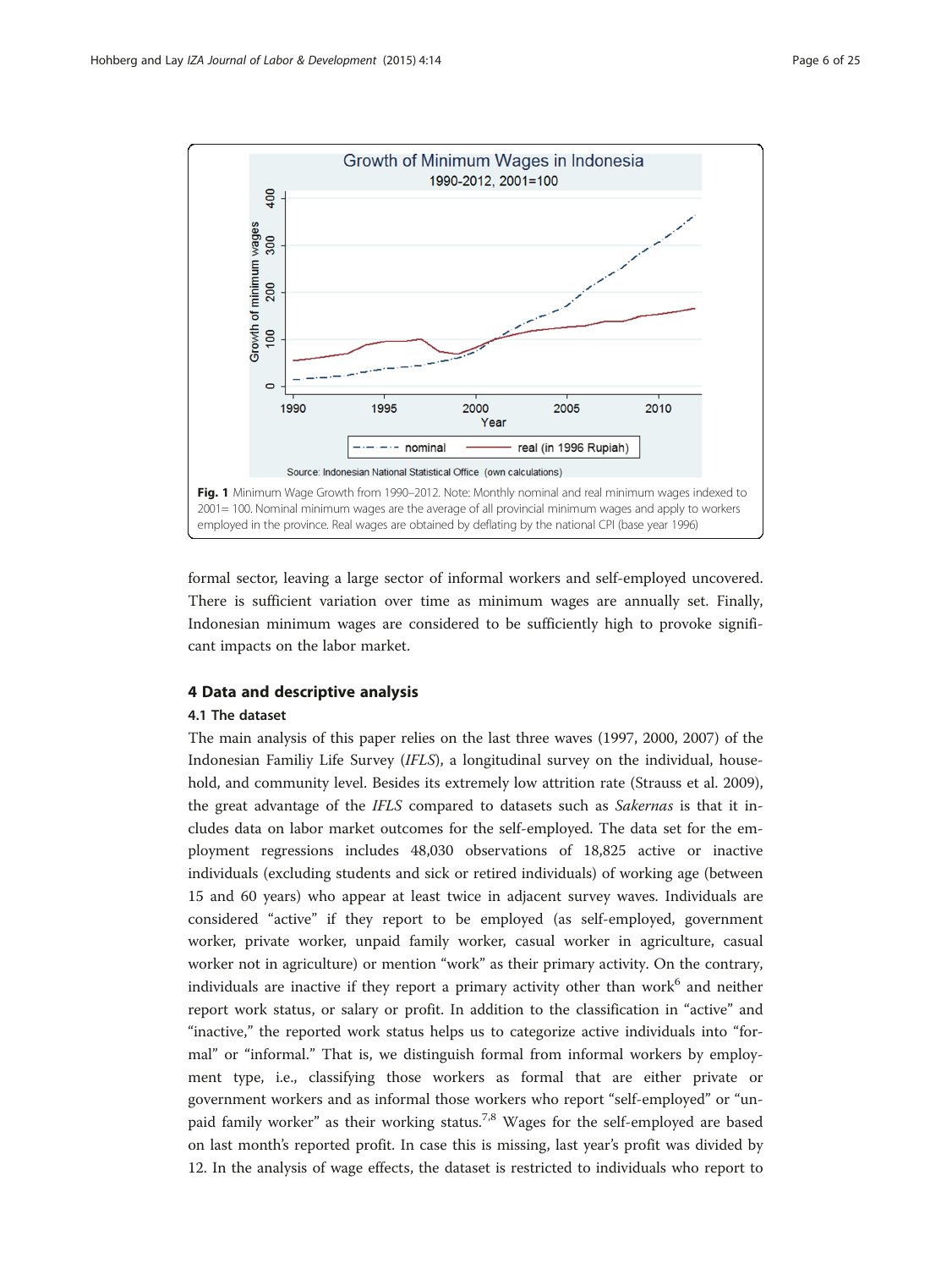**Fig. 1** Minimum Wage Growth from 1990–2012. Note: Monthly nominal and real minimum wages indexed to 2001= 100. Nominal minimum wages are the average of all provincial minimum wages and apply to workers employed in the province. Real wages are obtained by deflating by the national CPI (base year 1996)

formal sector, leaving a large sector of informal workers and self-employed uncovered. There is sufficient variation over time as minimum wages are annually set. Finally, Indonesian minimum wages are considered to be sufficiently high to provoke significant impacts on the labor market.

## 4 Data and descriptive analysis

### 4.1 The dataset

The main analysis of this paper relies on the last three waves (1997, 2000, 2007) of the Indonesian Familiy Life Survey (*IFLS*), a longitudinal survey on the individual, household, and community level. Besides its extremely low attrition rate (Strauss et al. 2009), the great advantage of the *IFLS* compared to datasets such as *Sakernas* is that it includes data on labor market outcomes for the self-employed. The data set for the employment regressions includes 48,030 observations of 18,825 active or inactive individuals (excluding students and sick or retired individuals) of working age (between 15 and 60 years) who appear at least twice in adjacent survey waves. Individuals are considered "active" if they report to be employed (as self-employed, government worker, private worker, unpaid family worker, casual worker in agriculture, casual worker not in agriculture) or mention "work" as their primary activity. On the contrary, individuals are inactive if they report a primary activity other than work[6] and neither report work status, or salary or profit. In addition to the classification in "active" and "inactive," the reported work status helps us to categorize active individuals into "formal" or "informal." That is, we distinguish formal from informal workers by employment type, i.e., classifying those workers as formal that are either private or government workers and as informal those workers who report "self-employed" or "unpaid family worker" as their working status.[7,8] Wages for the self-employed are based on last month's reported profit. In case this is missing, last year's profit was divided by 12. In the analysis of wage effects, the dataset is restricted to individuals who report to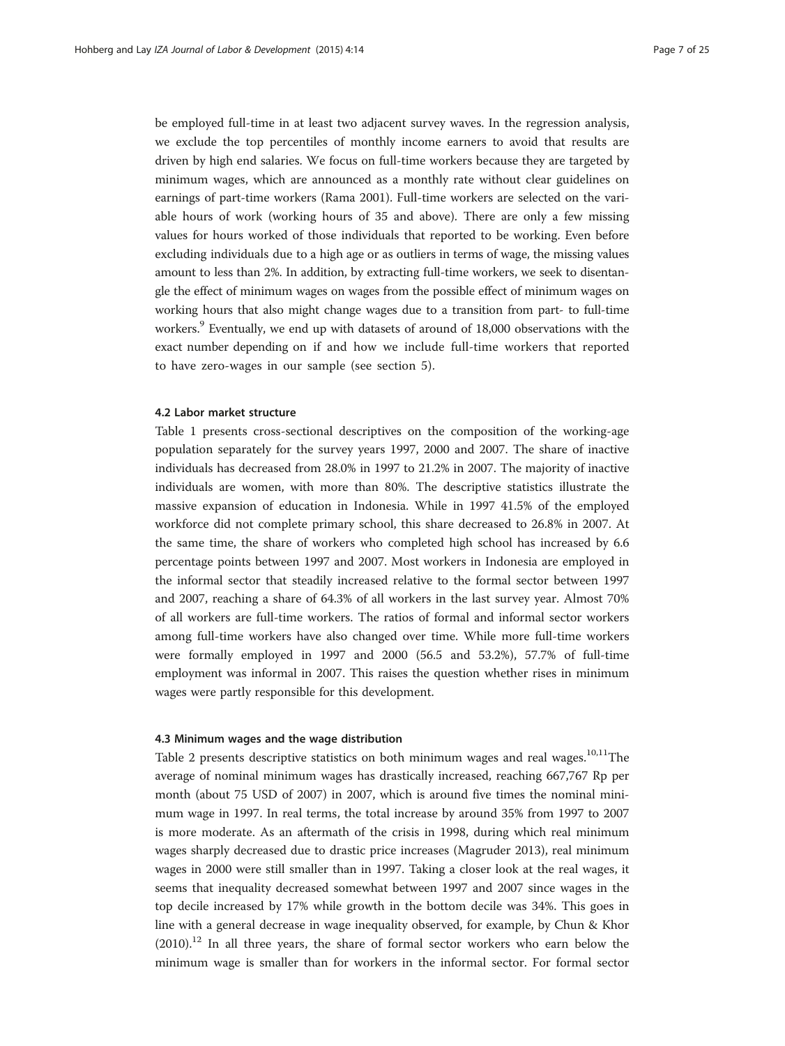be employed full-time in at least two adjacent survey waves. In the regression analysis, we exclude the top percentiles of monthly income earners to avoid that results are driven by high end salaries. We focus on full-time workers because they are targeted by minimum wages, which are announced as a monthly rate without clear guidelines on earnings of part-time workers (Rama 2001). Full-time workers are selected on the variable hours of work (working hours of 35 and above). There are only a few missing values for hours worked of those individuals that reported to be working. Even before excluding individuals due to a high age or as outliers in terms of wage, the missing values amount to less than 2%. In addition, by extracting full-time workers, we seek to disentangle the effect of minimum wages on wages from the possible effect of minimum wages on working hours that also might change wages due to a transition from part- to full-time workers.[9] Eventually, we end up with datasets of around of 18,000 observations with the exact number depending on if and how we include full-time workers that reported to have zero-wages in our sample (see section 5).

### 4.2 Labor market structure

Table 1 presents cross-sectional descriptives on the composition of the working-age population separately for the survey years 1997, 2000 and 2007. The share of inactive individuals has decreased from 28.0% in 1997 to 21.2% in 2007. The majority of inactive individuals are women, with more than 80%. The descriptive statistics illustrate the massive expansion of education in Indonesia. While in 1997 41.5% of the employed workforce did not complete primary school, this share decreased to 26.8% in 2007. At the same time, the share of workers who completed high school has increased by 6.6 percentage points between 1997 and 2007. Most workers in Indonesia are employed in the informal sector that steadily increased relative to the formal sector between 1997 and 2007, reaching a share of 64.3% of all workers in the last survey year. Almost 70% of all workers are full-time workers. The ratios of formal and informal sector workers among full-time workers have also changed over time. While more full-time workers were formally employed in 1997 and 2000 (56.5 and 53.2%), 57.7% of full-time employment was informal in 2007. This raises the question whether rises in minimum wages were partly responsible for this development.

### 4.3 Minimum wages and the wage distribution

Table 2 presents descriptive statistics on both minimum wages and real wages.[10,11] The average of nominal minimum wages has drastically increased, reaching 667,767 Rp per month (about 75 USD of 2007) in 2007, which is around five times the nominal minimum wage in 1997. In real terms, the total increase by around 35% from 1997 to 2007 is more moderate. As an aftermath of the crisis in 1998, during which real minimum wages sharply decreased due to drastic price increases (Magruder 2013), real minimum wages in 2000 were still smaller than in 1997. Taking a closer look at the real wages, it seems that inequality decreased somewhat between 1997 and 2007 since wages in the top decile increased by 17% while growth in the bottom decile was 34%. This goes in line with a general decrease in wage inequality observed, for example, by Chun & Khor (2010).[12] In all three years, the share of formal sector workers who earn below the minimum wage is smaller than for workers in the informal sector. For formal sector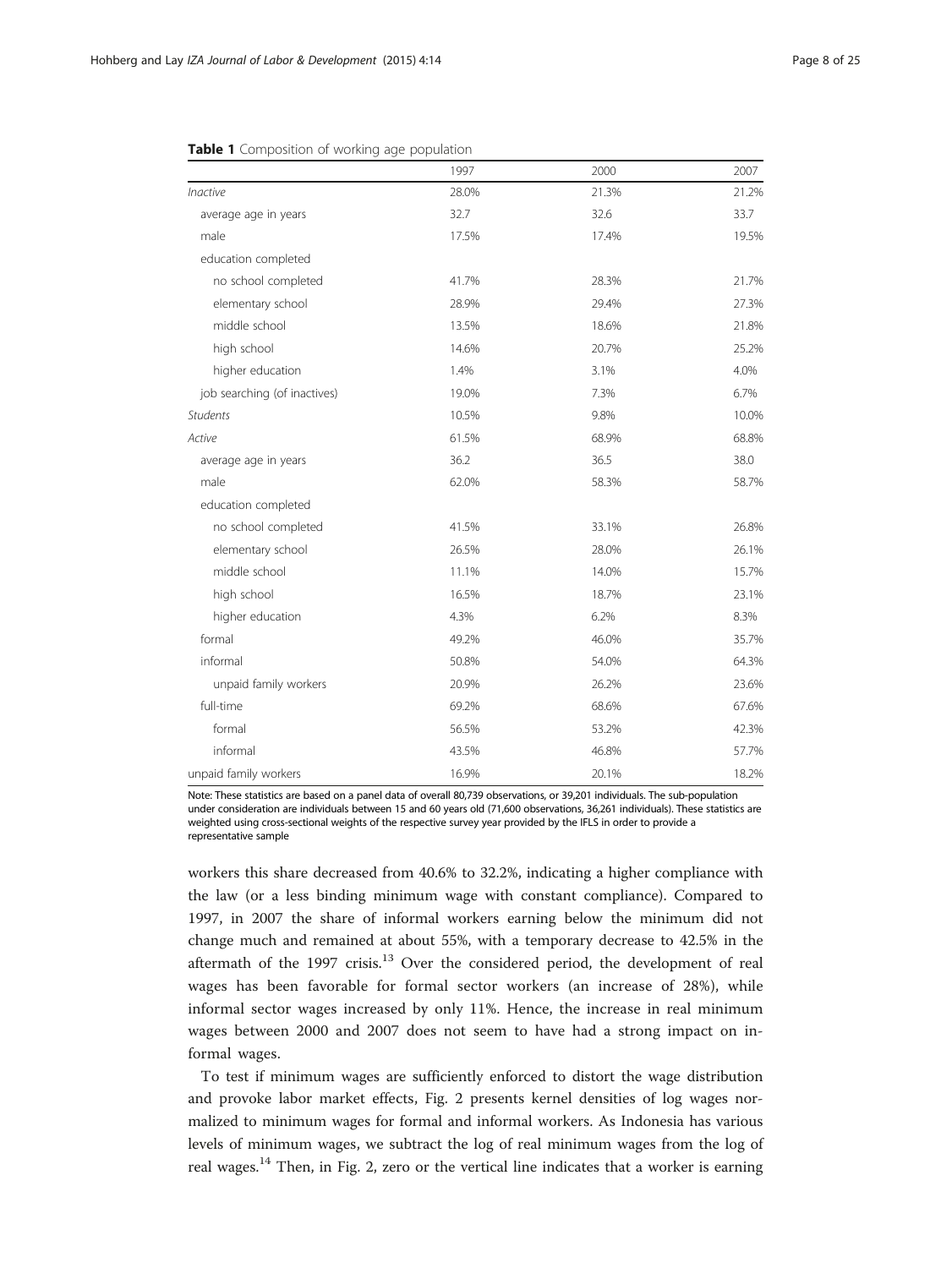**Table 1** Composition of working age population

| | 1997 | 2000 | 2007 |
|---|---|---|---|
| *Inactive* | 28.0% | 21.3% | 21.2% |
| average age in years | 32.7 | 32.6 | 33.7 |
| male | 17.5% | 17.4% | 19.5% |
| education completed | | | |
| no school completed | 41.7% | 28.3% | 21.7% |
| elementary school | 28.9% | 29.4% | 27.3% |
| middle school | 13.5% | 18.6% | 21.8% |
| high school | 14.6% | 20.7% | 25.2% |
| higher education | 1.4% | 3.1% | 4.0% |
| job searching (of inactives) | 19.0% | 7.3% | 6.7% |
| *Students* | 10.5% | 9.8% | 10.0% |
| *Active* | 61.5% | 68.9% | 68.8% |
| average age in years | 36.2 | 36.5 | 38.0 |
| male | 62.0% | 58.3% | 58.7% |
| education completed | | | |
| no school completed | 41.5% | 33.1% | 26.8% |
| elementary school | 26.5% | 28.0% | 26.1% |
| middle school | 11.1% | 14.0% | 15.7% |
| high school | 16.5% | 18.7% | 23.1% |
| higher education | 4.3% | 6.2% | 8.3% |
| formal | 49.2% | 46.0% | 35.7% |
| informal | 50.8% | 54.0% | 64.3% |
| unpaid family workers | 20.9% | 26.2% | 23.6% |
| full-time | 69.2% | 68.6% | 67.6% |
| formal | 56.5% | 53.2% | 42.3% |
| informal | 43.5% | 46.8% | 57.7% |
| unpaid family workers | 16.9% | 20.1% | 18.2% |

Note: These statistics are based on a panel data of overall 80,739 observations, or 39,201 individuals. The sub-population under consideration are individuals between 15 and 60 years old (71,600 observations, 36,261 individuals). These statistics are weighted using cross-sectional weights of the respective survey year provided by the IFLS in order to provide a representative sample

workers this share decreased from 40.6% to 32.2%, indicating a higher compliance with the law (or a less binding minimum wage with constant compliance). Compared to 1997, in 2007 the share of informal workers earning below the minimum did not change much and remained at about 55%, with a temporary decrease to 42.5% in the aftermath of the 1997 crisis.[13] Over the considered period, the development of real wages has been favorable for formal sector workers (an increase of 28%), while informal sector wages increased by only 11%. Hence, the increase in real minimum wages between 2000 and 2007 does not seem to have had a strong impact on informal wages.

To test if minimum wages are sufficiently enforced to distort the wage distribution and provoke labor market effects, Fig. 2 presents kernel densities of log wages normalized to minimum wages for formal and informal workers. As Indonesia has various levels of minimum wages, we subtract the log of real minimum wages from the log of real wages.[14] Then, in Fig. 2, zero or the vertical line indicates that a worker is earning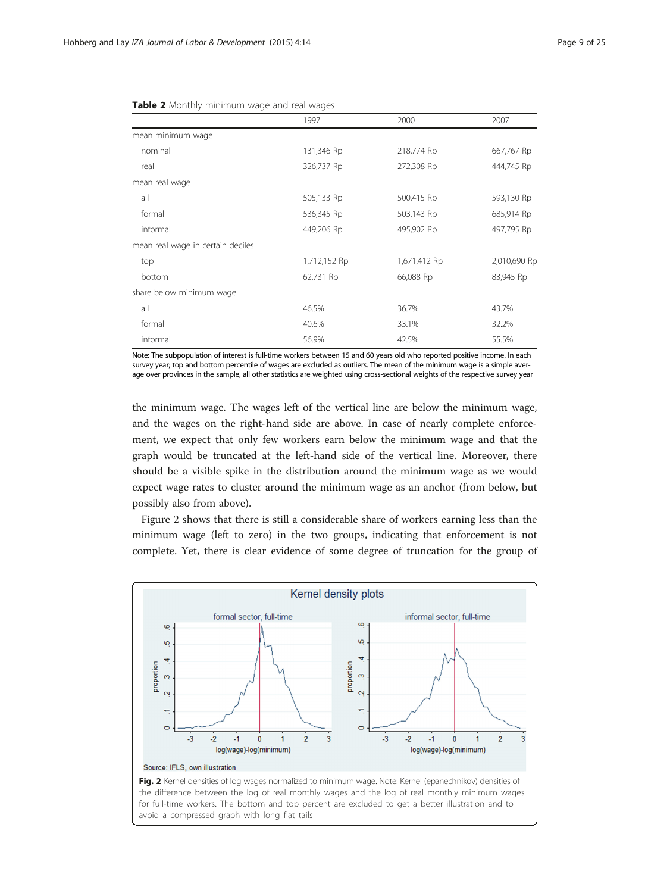**Table 2** Monthly minimum wage and real wages

| | 1997 | 2000 | 2007 |
|---|---|---|---|
| mean minimum wage | | | |
| nominal | 131,346 Rp | 218,774 Rp | 667,767 Rp |
| real | 326,737 Rp | 272,308 Rp | 444,745 Rp |
| mean real wage | | | |
| all | 505,133 Rp | 500,415 Rp | 593,130 Rp |
| formal | 536,345 Rp | 503,143 Rp | 685,914 Rp |
| informal | 449,206 Rp | 495,902 Rp | 497,795 Rp |
| mean real wage in certain deciles | | | |
| top | 1,712,152 Rp | 1,671,412 Rp | 2,010,690 Rp |
| bottom | 62,731 Rp | 66,088 Rp | 83,945 Rp |
| share below minimum wage | | | |
| all | 46.5% | 36.7% | 43.7% |
| formal | 40.6% | 33.1% | 32.2% |
| informal | 56.9% | 42.5% | 55.5% |

Note: The subpopulation of interest is full-time workers between 15 and 60 years old who reported positive income. In each survey year; top and bottom percentile of wages are excluded as outliers. The mean of the minimum wage is a simple average over provinces in the sample, all other statistics are weighted using cross-sectional weights of the respective survey year

the minimum wage. The wages left of the vertical line are below the minimum wage, and the wages on the right-hand side are above. In case of nearly complete enforcement, we expect that only few workers earn below the minimum wage and that the graph would be truncated at the left-hand side of the vertical line. Moreover, there should be a visible spike in the distribution around the minimum wage as we would expect wage rates to cluster around the minimum wage as an anchor (from below, but possibly also from above).

Figure 2 shows that there is still a considerable share of workers earning less than the minimum wage (left to zero) in the two groups, indicating that enforcement is not complete. Yet, there is clear evidence of some degree of truncation for the group of

**Fig. 2** Kernel densities of log wages normalized to minimum wage. Note: Kernel (epanechnikov) densities of the difference between the log of real monthly wages and the log of real monthly minimum wages for full-time workers. The bottom and top percent are excluded to get a better illustration and to avoid a compressed graph with long flat tails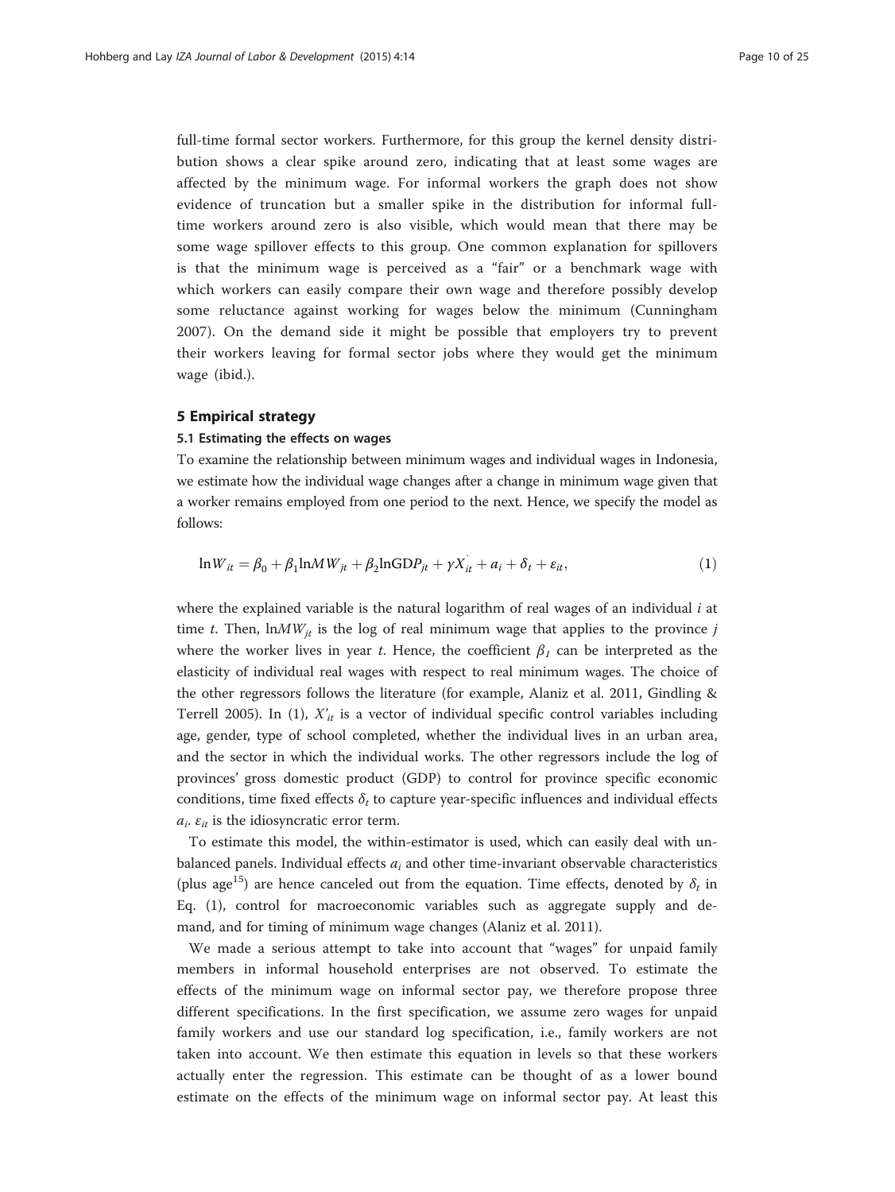full-time formal sector workers. Furthermore, for this group the kernel density distribution shows a clear spike around zero, indicating that at least some wages are affected by the minimum wage. For informal workers the graph does not show evidence of truncation but a smaller spike in the distribution for informal full-time workers around zero is also visible, which would mean that there may be some wage spillover effects to this group. One common explanation for spillovers is that the minimum wage is perceived as a "fair" or a benchmark wage with which workers can easily compare their own wage and therefore possibly develop some reluctance against working for wages below the minimum (Cunningham 2007). On the demand side it might be possible that employers try to prevent their workers leaving for formal sector jobs where they would get the minimum wage (ibid.).

## 5 Empirical strategy

### 5.1 Estimating the effects on wages

To examine the relationship between minimum wages and individual wages in Indonesia, we estimate how the individual wage changes after a change in minimum wage given that a worker remains employed from one period to the next. Hence, we specify the model as follows:

$$\ln W_{it} = \beta_0 + \beta_1 \ln MW_{jt} + \beta_2 \ln \text{GDP}_{jt} + \gamma X'_{it} + a_i + \delta_t + \varepsilon_{it}, \tag{1}$$

where the explained variable is the natural logarithm of real wages of an individual $i$ at time $t$. Then, $\ln MW_{jt}$ is the log of real minimum wage that applies to the province $j$ where the worker lives in year $t$. Hence, the coefficient $\beta_1$ can be interpreted as the elasticity of individual real wages with respect to real minimum wages. The choice of the other regressors follows the literature (for example, Alaniz et al. 2011, Gindling & Terrell 2005). In (1), $X'_{it}$ is a vector of individual specific control variables including age, gender, type of school completed, whether the individual lives in an urban area, and the sector in which the individual works. The other regressors include the log of provinces' gross domestic product (GDP) to control for province specific economic conditions, time fixed effects $\delta_t$ to capture year-specific influences and individual effects $a_i$. $\varepsilon_{it}$ is the idiosyncratic error term.

To estimate this model, the within-estimator is used, which can easily deal with unbalanced panels. Individual effects $a_i$ and other time-invariant observable characteristics (plus age[15]) are hence canceled out from the equation. Time effects, denoted by $\delta_t$ in Eq. (1), control for macroeconomic variables such as aggregate supply and demand, and for timing of minimum wage changes (Alaniz et al. 2011).

We made a serious attempt to take into account that "wages" for unpaid family members in informal household enterprises are not observed. To estimate the effects of the minimum wage on informal sector pay, we therefore propose three different specifications. In the first specification, we assume zero wages for unpaid family workers and use our standard log specification, i.e., family workers are not taken into account. We then estimate this equation in levels so that these workers actually enter the regression. This estimate can be thought of as a lower bound estimate on the effects of the minimum wage on informal sector pay. At least this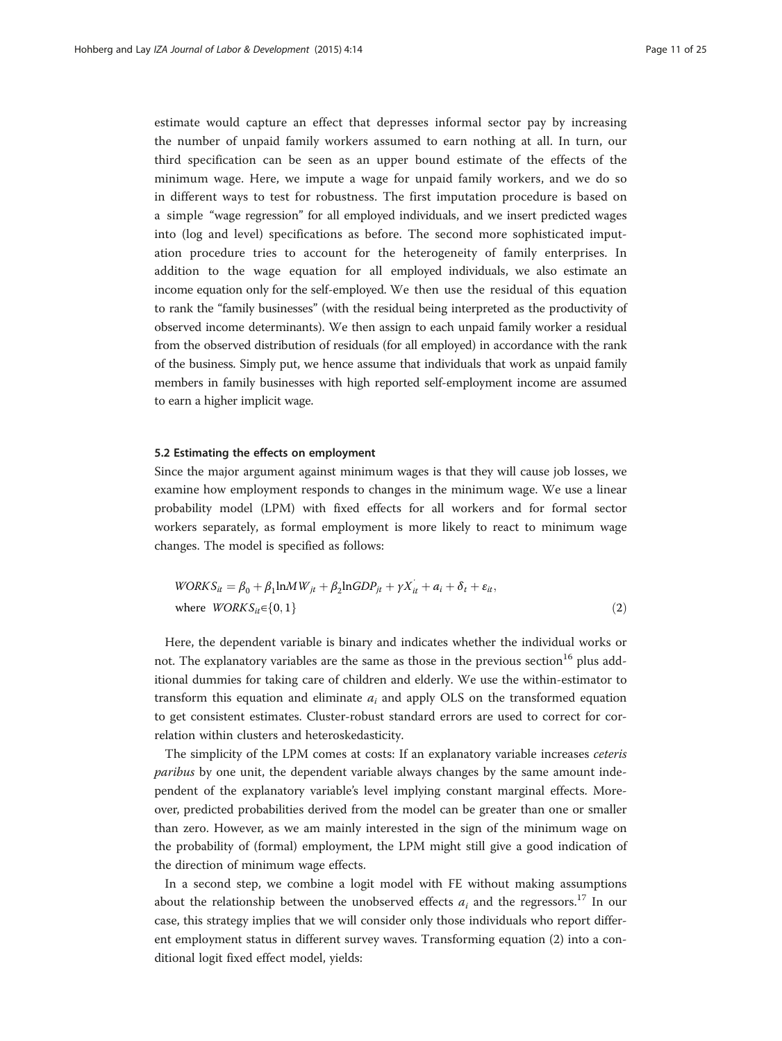estimate would capture an effect that depresses informal sector pay by increasing the number of unpaid family workers assumed to earn nothing at all. In turn, our third specification can be seen as an upper bound estimate of the effects of the minimum wage. Here, we impute a wage for unpaid family workers, and we do so in different ways to test for robustness. The first imputation procedure is based on a simple "wage regression" for all employed individuals, and we insert predicted wages into (log and level) specifications as before. The second more sophisticated imputation procedure tries to account for the heterogeneity of family enterprises. In addition to the wage equation for all employed individuals, we also estimate an income equation only for the self-employed. We then use the residual of this equation to rank the "family businesses" (with the residual being interpreted as the productivity of observed income determinants). We then assign to each unpaid family worker a residual from the observed distribution of residuals (for all employed) in accordance with the rank of the business. Simply put, we hence assume that individuals that work as unpaid family members in family businesses with high reported self-employment income are assumed to earn a higher implicit wage.

### 5.2 Estimating the effects on employment

Since the major argument against minimum wages is that they will cause job losses, we examine how employment responds to changes in the minimum wage. We use a linear probability model (LPM) with fixed effects for all workers and for formal sector workers separately, as formal employment is more likely to react to minimum wage changes. The model is specified as follows:

$$WORKS_{it} = \beta_0 + \beta_1 \ln MW_{jt} + \beta_2 \ln GDP_{jt} + \gamma X_{it}^{'} + a_i + \delta_t + \varepsilon_{it},$$
$$\text{where } WORKS_{it} \in \{0, 1\} \tag{2}$$

Here, the dependent variable is binary and indicates whether the individual works or not. The explanatory variables are the same as those in the previous section[16] plus additional dummies for taking care of children and elderly. We use the within-estimator to transform this equation and eliminate $a_i$ and apply OLS on the transformed equation to get consistent estimates. Cluster-robust standard errors are used to correct for correlation within clusters and heteroskedasticity.

The simplicity of the LPM comes at costs: If an explanatory variable increases *ceteris paribus* by one unit, the dependent variable always changes by the same amount independent of the explanatory variable's level implying constant marginal effects. Moreover, predicted probabilities derived from the model can be greater than one or smaller than zero. However, as we am mainly interested in the sign of the minimum wage on the probability of (formal) employment, the LPM might still give a good indication of the direction of minimum wage effects.

In a second step, we combine a logit model with FE without making assumptions about the relationship between the unobserved effects $a_i$ and the regressors.[17] In our case, this strategy implies that we will consider only those individuals who report different employment status in different survey waves. Transforming equation (2) into a conditional logit fixed effect model, yields: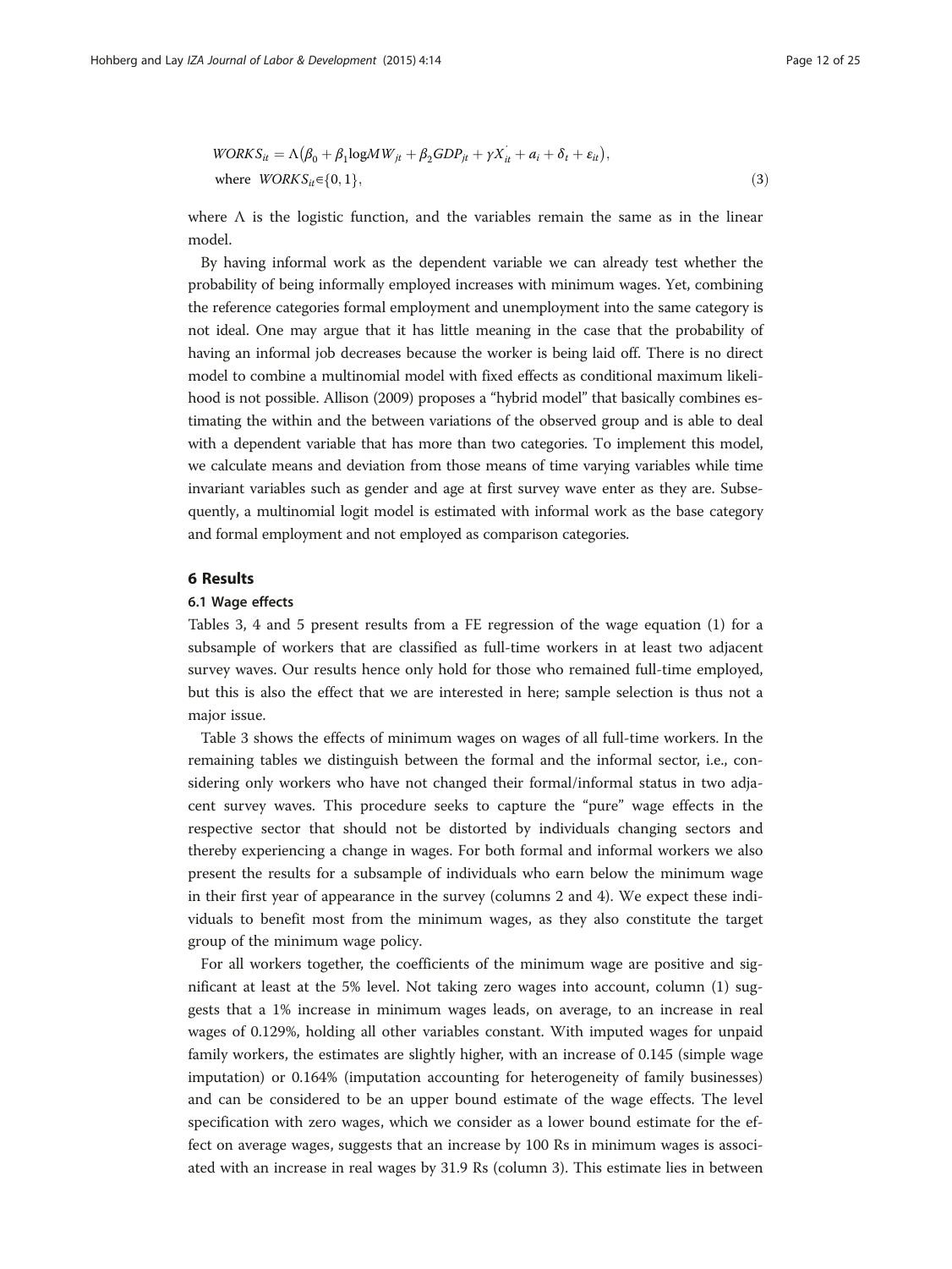$$WORKS_{it} = \Lambda\left(\beta_0 + \beta_1 \log MW_{jt} + \beta_2 GDP_{jt} + \gamma X_{it}^{'} + a_i + \delta_t + \varepsilon_{it}\right),$$
$$\text{where } WORKS_{it} \in \{0, 1\}, \tag{3}$$

where $\Lambda$ is the logistic function, and the variables remain the same as in the linear model.

By having informal work as the dependent variable we can already test whether the probability of being informally employed increases with minimum wages. Yet, combining the reference categories formal employment and unemployment into the same category is not ideal. One may argue that it has little meaning in the case that the probability of having an informal job decreases because the worker is being laid off. There is no direct model to combine a multinomial model with fixed effects as conditional maximum likelihood is not possible. Allison (2009) proposes a "hybrid model" that basically combines estimating the within and the between variations of the observed group and is able to deal with a dependent variable that has more than two categories. To implement this model, we calculate means and deviation from those means of time varying variables while time invariant variables such as gender and age at first survey wave enter as they are. Subsequently, a multinomial logit model is estimated with informal work as the base category and formal employment and not employed as comparison categories.

## 6 Results

### 6.1 Wage effects

Tables 3, 4 and 5 present results from a FE regression of the wage equation (1) for a subsample of workers that are classified as full-time workers in at least two adjacent survey waves. Our results hence only hold for those who remained full-time employed, but this is also the effect that we are interested in here; sample selection is thus not a major issue.

Table 3 shows the effects of minimum wages on wages of all full-time workers. In the remaining tables we distinguish between the formal and the informal sector, i.e., considering only workers who have not changed their formal/informal status in two adjacent survey waves. This procedure seeks to capture the "pure" wage effects in the respective sector that should not be distorted by individuals changing sectors and thereby experiencing a change in wages. For both formal and informal workers we also present the results for a subsample of individuals who earn below the minimum wage in their first year of appearance in the survey (columns 2 and 4). We expect these individuals to benefit most from the minimum wages, as they also constitute the target group of the minimum wage policy.

For all workers together, the coefficients of the minimum wage are positive and significant at least at the 5% level. Not taking zero wages into account, column (1) suggests that a 1% increase in minimum wages leads, on average, to an increase in real wages of 0.129%, holding all other variables constant. With imputed wages for unpaid family workers, the estimates are slightly higher, with an increase of 0.145 (simple wage imputation) or 0.164% (imputation accounting for heterogeneity of family businesses) and can be considered to be an upper bound estimate of the wage effects. The level specification with zero wages, which we consider as a lower bound estimate for the effect on average wages, suggests that an increase by 100 Rs in minimum wages is associated with an increase in real wages by 31.9 Rs (column 3). This estimate lies in between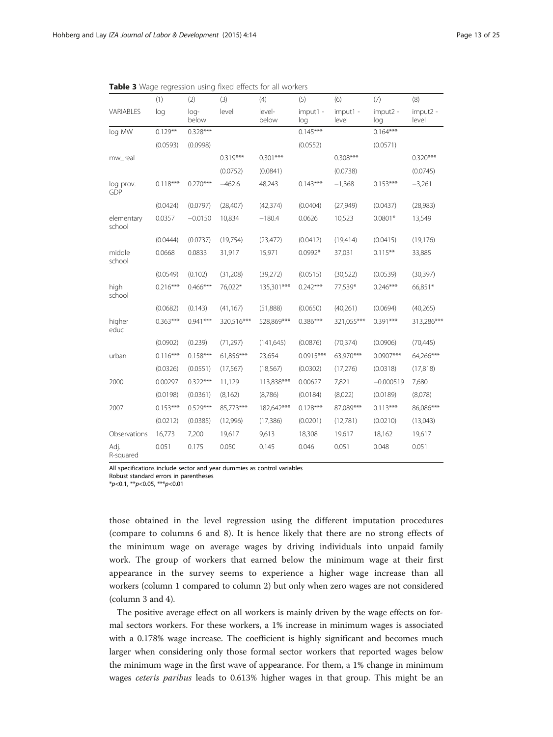**Table 3** Wage regression using fixed effects for all workers

| | (1) | (2) | (3) | (4) | (5) | (6) | (7) | (8) |
|---|---|---|---|---|---|---|---|---|
| VARIABLES | log | log-below | level | level-below | imput1 - log | imput1 - level | imput2 - log | imput2 - level |
| log MW | 0.129** | 0.328*** | | | 0.145*** | | 0.164*** | |
| | (0.0593) | (0.0998) | | | (0.0552) | | (0.0571) | |
| mw_real | | | 0.319*** | 0.301*** | | 0.308*** | | 0.320*** |
| | | | (0.0752) | (0.0841) | | (0.0738) | | (0.0745) |
| log prov. GDP | 0.118*** | 0.270*** | −462.6 | 48,243 | 0.143*** | −1,368 | 0.153*** | −3,261 |
| | (0.0424) | (0.0797) | (28,407) | (42,374) | (0.0404) | (27,949) | (0.0437) | (28,983) |
| elementary school | 0.0357 | −0.0150 | 10,834 | −180.4 | 0.0626 | 10,523 | 0.0801* | 13,549 |
| | (0.0444) | (0.0737) | (19,754) | (23,472) | (0.0412) | (19,414) | (0.0415) | (19,176) |
| middle school | 0.0668 | 0.0833 | 31,917 | 15,971 | 0.0992* | 37,031 | 0.115** | 33,885 |
| | (0.0549) | (0.102) | (31,208) | (39,272) | (0.0515) | (30,522) | (0.0539) | (30,397) |
| high school | 0.216*** | 0.466*** | 76,022* | 135,301*** | 0.242*** | 77,539* | 0.246*** | 66,851* |
| | (0.0682) | (0.143) | (41,167) | (51,888) | (0.0650) | (40,261) | (0.0694) | (40,265) |
| higher educ | 0.363*** | 0.941*** | 320,516*** | 528,869*** | 0.386*** | 321,055*** | 0.391*** | 313,286*** |
| | (0.0902) | (0.239) | (71,297) | (141,645) | (0.0876) | (70,374) | (0.0906) | (70,445) |
| urban | 0.116*** | 0.158*** | 61,856*** | 23,654 | 0.0915*** | 63,970*** | 0.0907*** | 64,266*** |
| | (0.0326) | (0.0551) | (17,567) | (18,567) | (0.0302) | (17,276) | (0.0318) | (17,818) |
| 2000 | 0.00297 | 0.322*** | 11,129 | 113,838*** | 0.00627 | 7,821 | −0.000519 | 7,680 |
| | (0.0198) | (0.0361) | (8,162) | (8,786) | (0.0184) | (8,022) | (0.0189) | (8,078) |
| 2007 | 0.153*** | 0.529*** | 85,773*** | 182,642*** | 0.128*** | 87,089*** | 0.113*** | 86,086*** |
| | (0.0212) | (0.0385) | (12,996) | (17,386) | (0.0201) | (12,781) | (0.0210) | (13,043) |
| Observations | 16,773 | 7,200 | 19,617 | 9,613 | 18,308 | 19,617 | 18,162 | 19,617 |
| Adj. R-squared | 0.051 | 0.175 | 0.050 | 0.145 | 0.046 | 0.051 | 0.048 | 0.051 |

All specifications include sector and year dummies as control variables
Robust standard errors in parentheses
*$p<0.1$, **$p<0.05$, ***$p<0.01$

those obtained in the level regression using the different imputation procedures (compare to columns 6 and 8). It is hence likely that there are no strong effects of the minimum wage on average wages by driving individuals into unpaid family work. The group of workers that earned below the minimum wage at their first appearance in the survey seems to experience a higher wage increase than all workers (column 1 compared to column 2) but only when zero wages are not considered (column 3 and 4).

The positive average effect on all workers is mainly driven by the wage effects on formal sectors workers. For these workers, a 1% increase in minimum wages is associated with a 0.178% wage increase. The coefficient is highly significant and becomes much larger when considering only those formal sector workers that reported wages below the minimum wage in the first wave of appearance. For them, a 1% change in minimum wages *ceteris paribus* leads to 0.613% higher wages in that group. This might be an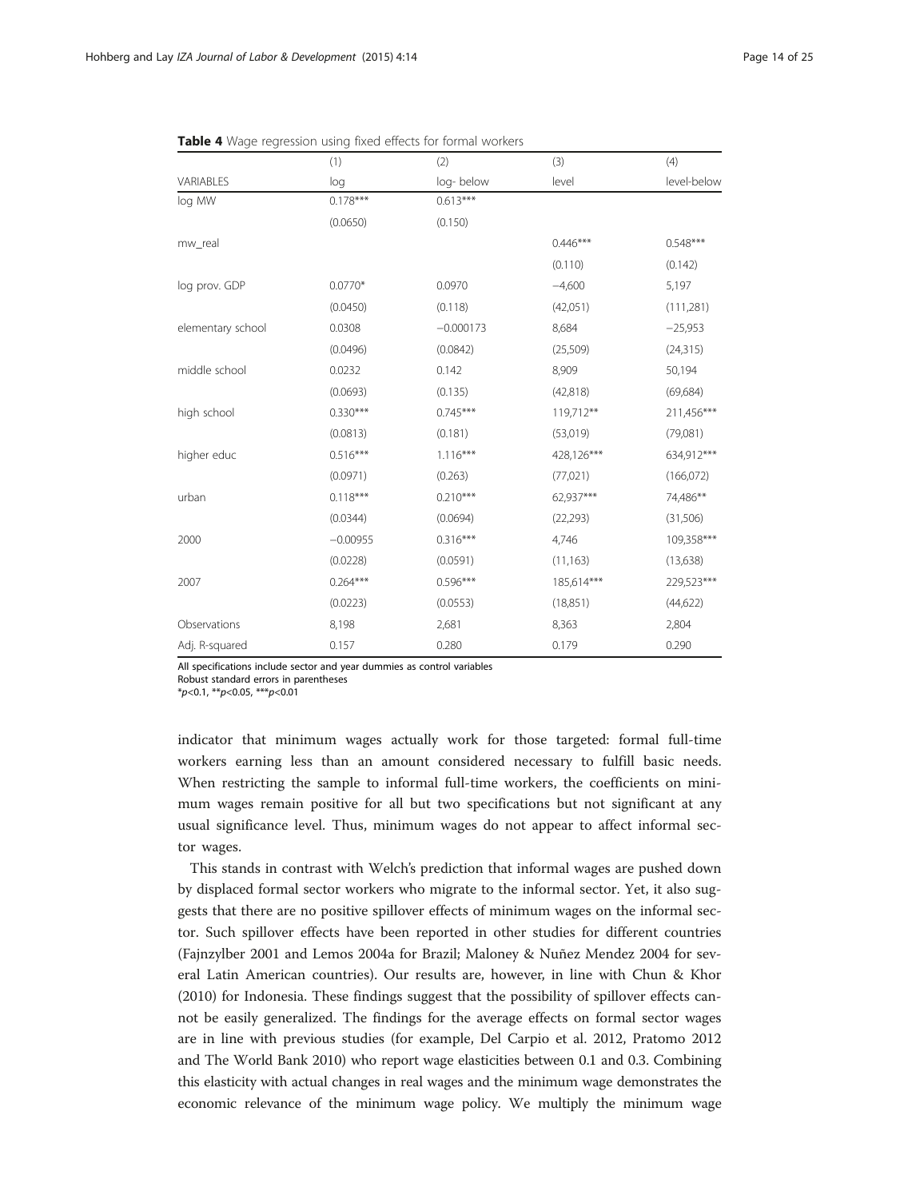**Table 4** Wage regression using fixed effects for formal workers

| | (1) | (2) | (3) | (4) |
|---|---|---|---|---|
| VARIABLES | log | log- below | level | level-below |
| log MW | 0.178*** | 0.613*** | | |
| | (0.0650) | (0.150) | | |
| mw_real | | | 0.446*** | 0.548*** |
| | | | (0.110) | (0.142) |
| log prov. GDP | 0.0770* | 0.0970 | −4,600 | 5,197 |
| | (0.0450) | (0.118) | (42,051) | (111,281) |
| elementary school | 0.0308 | −0.000173 | 8,684 | −25,953 |
| | (0.0496) | (0.0842) | (25,509) | (24,315) |
| middle school | 0.0232 | 0.142 | 8,909 | 50,194 |
| | (0.0693) | (0.135) | (42,818) | (69,684) |
| high school | 0.330*** | 0.745*** | 119,712** | 211,456*** |
| | (0.0813) | (0.181) | (53,019) | (79,081) |
| higher educ | 0.516*** | 1.116*** | 428,126*** | 634,912*** |
| | (0.0971) | (0.263) | (77,021) | (166,072) |
| urban | 0.118*** | 0.210*** | 62,937*** | 74,486** |
| | (0.0344) | (0.0694) | (22,293) | (31,506) |
| 2000 | −0.00955 | 0.316*** | 4,746 | 109,358*** |
| | (0.0228) | (0.0591) | (11,163) | (13,638) |
| 2007 | 0.264*** | 0.596*** | 185,614*** | 229,523*** |
| | (0.0223) | (0.0553) | (18,851) | (44,622) |
| Observations | 8,198 | 2,681 | 8,363 | 2,804 |
| Adj. R-squared | 0.157 | 0.280 | 0.179 | 0.290 |

All specifications include sector and year dummies as control variables
Robust standard errors in parentheses
*$p<0.1$, **$p<0.05$, ***$p<0.01$

indicator that minimum wages actually work for those targeted: formal full-time workers earning less than an amount considered necessary to fulfill basic needs. When restricting the sample to informal full-time workers, the coefficients on minimum wages remain positive for all but two specifications but not significant at any usual significance level. Thus, minimum wages do not appear to affect informal sector wages.

This stands in contrast with Welch's prediction that informal wages are pushed down by displaced formal sector workers who migrate to the informal sector. Yet, it also suggests that there are no positive spillover effects of minimum wages on the informal sector. Such spillover effects have been reported in other studies for different countries (Fajnzylber 2001 and Lemos 2004a for Brazil; Maloney & Nuñez Mendez 2004 for several Latin American countries). Our results are, however, in line with Chun & Khor (2010) for Indonesia. These findings suggest that the possibility of spillover effects cannot be easily generalized. The findings for the average effects on formal sector wages are in line with previous studies (for example, Del Carpio et al. 2012, Pratomo 2012 and The World Bank 2010) who report wage elasticities between 0.1 and 0.3. Combining this elasticity with actual changes in real wages and the minimum wage demonstrates the economic relevance of the minimum wage policy. We multiply the minimum wage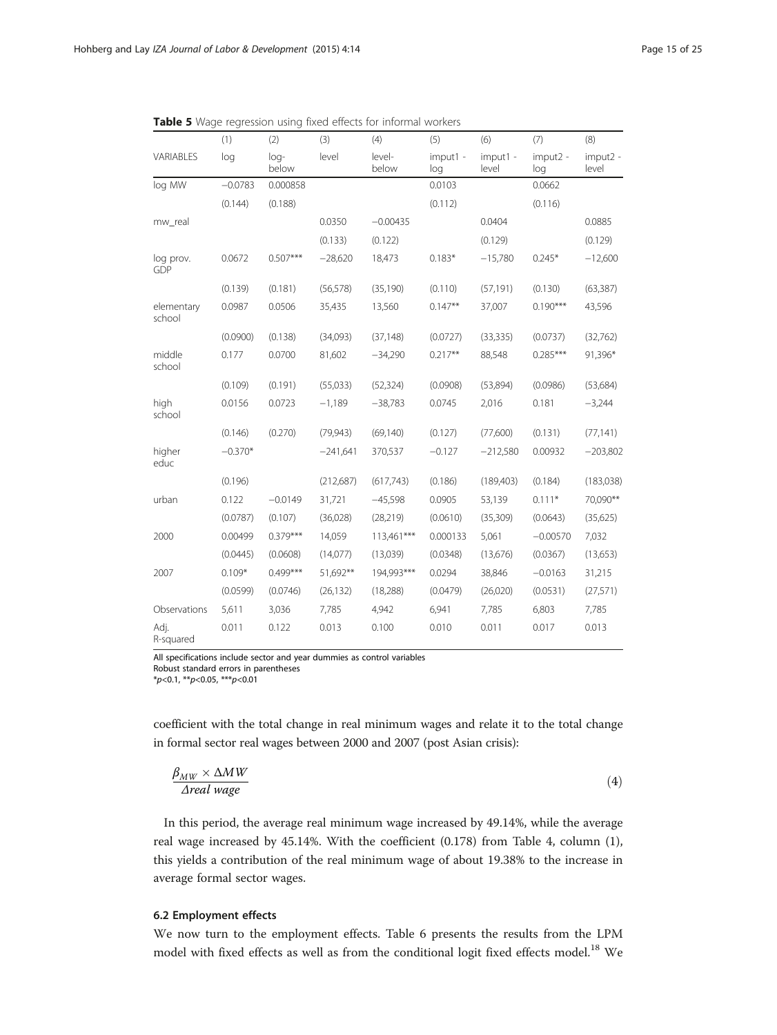**Table 5** Wage regression using fixed effects for informal workers

| | (1) | (2) | (3) | (4) | (5) | (6) | (7) | (8) |
|---|---|---|---|---|---|---|---|---|
| VARIABLES | log | log-below | level | level-below | imput1 - log | imput1 - level | imput2 - log | imput2 - level |
| log MW | −0.0783 | 0.000858 | | | 0.0103 | | 0.0662 | |
| | (0.144) | (0.188) | | | (0.112) | | (0.116) | |
| mw_real | | | 0.0350 | −0.00435 | | 0.0404 | | 0.0885 |
| | | | (0.133) | (0.122) | | (0.129) | | (0.129) |
| log prov. GDP | 0.0672 | 0.507*** | −28,620 | 18,473 | 0.183* | −15,780 | 0.245* | −12,600 |
| | (0.139) | (0.181) | (56,578) | (35,190) | (0.110) | (57,191) | (0.130) | (63,387) |
| elementary school | 0.0987 | 0.0506 | 35,435 | 13,560 | 0.147** | 37,007 | 0.190*** | 43,596 |
| | (0.0900) | (0.138) | (34,093) | (37,148) | (0.0727) | (33,335) | (0.0737) | (32,762) |
| middle school | 0.177 | 0.0700 | 81,602 | −34,290 | 0.217** | 88,548 | 0.285*** | 91,396* |
| | (0.109) | (0.191) | (55,033) | (52,324) | (0.0908) | (53,894) | (0.0986) | (53,684) |
| high school | 0.0156 | 0.0723 | −1,189 | −38,783 | 0.0745 | 2,016 | 0.181 | −3,244 |
| | (0.146) | (0.270) | (79,943) | (69,140) | (0.127) | (77,600) | (0.131) | (77,141) |
| higher educ | −0.370* | | −241,641 | 370,537 | −0.127 | −212,580 | 0.00932 | −203,802 |
| | (0.196) | | (212,687) | (617,743) | (0.186) | (189,403) | (0.184) | (183,038) |
| urban | 0.122 | −0.0149 | 31,721 | −45,598 | 0.0905 | 53,139 | 0.111* | 70,090** |
| | (0.0787) | (0.107) | (36,028) | (28,219) | (0.0610) | (35,309) | (0.0643) | (35,625) |
| 2000 | 0.00499 | 0.379*** | 14,059 | 113,461*** | 0.000133 | 5,061 | −0.00570 | 7,032 |
| | (0.0445) | (0.0608) | (14,077) | (13,039) | (0.0348) | (13,676) | (0.0367) | (13,653) |
| 2007 | 0.109* | 0.499*** | 51,692** | 194,993*** | 0.0294 | 38,846 | −0.0163 | 31,215 |
| | (0.0599) | (0.0746) | (26,132) | (18,288) | (0.0479) | (26,020) | (0.0531) | (27,571) |
| Observations | 5,611 | 3,036 | 7,785 | 4,942 | 6,941 | 7,785 | 6,803 | 7,785 |
| Adj. R-squared | 0.011 | 0.122 | 0.013 | 0.100 | 0.010 | 0.011 | 0.017 | 0.013 |

All specifications include sector and year dummies as control variables
Robust standard errors in parentheses
*p<0.1, **p<0.05, ***p<0.01

coefficient with the total change in real minimum wages and relate it to the total change in formal sector real wages between 2000 and 2007 (post Asian crisis):

$$\frac{\beta_{MW} \times \Delta MW}{\Delta real\ wage} \tag{4}$$

In this period, the average real minimum wage increased by 49.14%, while the average real wage increased by 45.14%. With the coefficient (0.178) from Table 4, column (1), this yields a contribution of the real minimum wage of about 19.38% to the increase in average formal sector wages.

### 6.2 Employment effects

We now turn to the employment effects. Table 6 presents the results from the LPM model with fixed effects as well as from the conditional logit fixed effects model.[18] We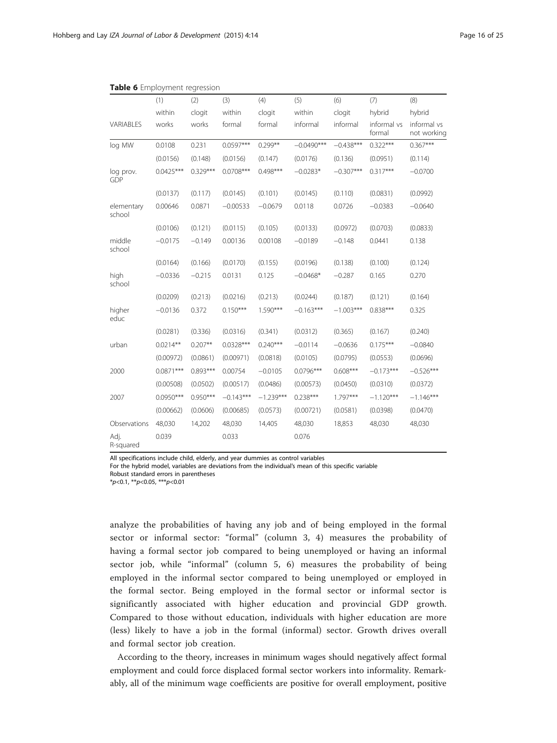**Table 6** Employment regression

| | (1) | (2) | (3) | (4) | (5) | (6) | (7) | (8) |
|---|---|---|---|---|---|---|---|---|
| | within | clogit | within | clogit | within | clogit | hybrid | hybrid |
| VARIABLES | works | works | formal | formal | informal | informal | informal vs formal | informal vs not working |
| log MW | 0.0108 | 0.231 | 0.0597*** | 0.299** | −0.0490*** | −0.438*** | 0.322*** | 0.367*** |
| | (0.0156) | (0.148) | (0.0156) | (0.147) | (0.0176) | (0.136) | (0.0951) | (0.114) |
| log prov. GDP | 0.0425*** | 0.329*** | 0.0708*** | 0.498*** | −0.0283* | −0.307*** | 0.317*** | −0.0700 |
| | (0.0137) | (0.117) | (0.0145) | (0.101) | (0.0145) | (0.110) | (0.0831) | (0.0992) |
| elementary school | 0.00646 | 0.0871 | −0.00533 | −0.0679 | 0.0118 | 0.0726 | −0.0383 | −0.0640 |
| | (0.0106) | (0.121) | (0.0115) | (0.105) | (0.0133) | (0.0972) | (0.0703) | (0.0833) |
| middle school | −0.0175 | −0.149 | 0.00136 | 0.00108 | −0.0189 | −0.148 | 0.0441 | 0.138 |
| | (0.0164) | (0.166) | (0.0170) | (0.155) | (0.0196) | (0.138) | (0.100) | (0.124) |
| high school | −0.0336 | −0.215 | 0.0131 | 0.125 | −0.0468* | −0.287 | 0.165 | 0.270 |
| | (0.0209) | (0.213) | (0.0216) | (0.213) | (0.0244) | (0.187) | (0.121) | (0.164) |
| higher educ | −0.0136 | 0.372 | 0.150*** | 1.590*** | −0.163*** | −1.003*** | 0.838*** | 0.325 |
| | (0.0281) | (0.336) | (0.0316) | (0.341) | (0.0312) | (0.365) | (0.167) | (0.240) |
| urban | 0.0214** | 0.207** | 0.0328*** | 0.240*** | −0.0114 | −0.0636 | 0.175*** | −0.0840 |
| | (0.00972) | (0.0861) | (0.00971) | (0.0818) | (0.0105) | (0.0795) | (0.0553) | (0.0696) |
| 2000 | 0.0871*** | 0.893*** | 0.00754 | −0.0105 | 0.0796*** | 0.608*** | −0.173*** | −0.526*** |
| | (0.00508) | (0.0502) | (0.00517) | (0.0486) | (0.00573) | (0.0450) | (0.0310) | (0.0372) |
| 2007 | 0.0950*** | 0.950*** | −0.143*** | −1.239*** | 0.238*** | 1.797*** | −1.120*** | −1.146*** |
| | (0.00662) | (0.0606) | (0.00685) | (0.0573) | (0.00721) | (0.0581) | (0.0398) | (0.0470) |
| Observations | 48,030 | 14,202 | 48,030 | 14,405 | 48,030 | 18,853 | 48,030 | 48,030 |
| Adj. R-squared | 0.039 | | 0.033 | | 0.076 | | | |

All specifications include child, elderly, and year dummies as control variables
For the hybrid model, variables are deviations from the individual's mean of this specific variable
Robust standard errors in parentheses
*$p$<0.1, **$p$<0.05, ***$p$<0.01

analyze the probabilities of having any job and of being employed in the formal sector or informal sector: "formal" (column 3, 4) measures the probability of having a formal sector job compared to being unemployed or having an informal sector job, while "informal" (column 5, 6) measures the probability of being employed in the informal sector compared to being unemployed or employed in the formal sector. Being employed in the formal sector or informal sector is significantly associated with higher education and provincial GDP growth. Compared to those without education, individuals with higher education are more (less) likely to have a job in the formal (informal) sector. Growth drives overall and formal sector job creation.

According to the theory, increases in minimum wages should negatively affect formal employment and could force displaced formal sector workers into informality. Remarkably, all of the minimum wage coefficients are positive for overall employment, positive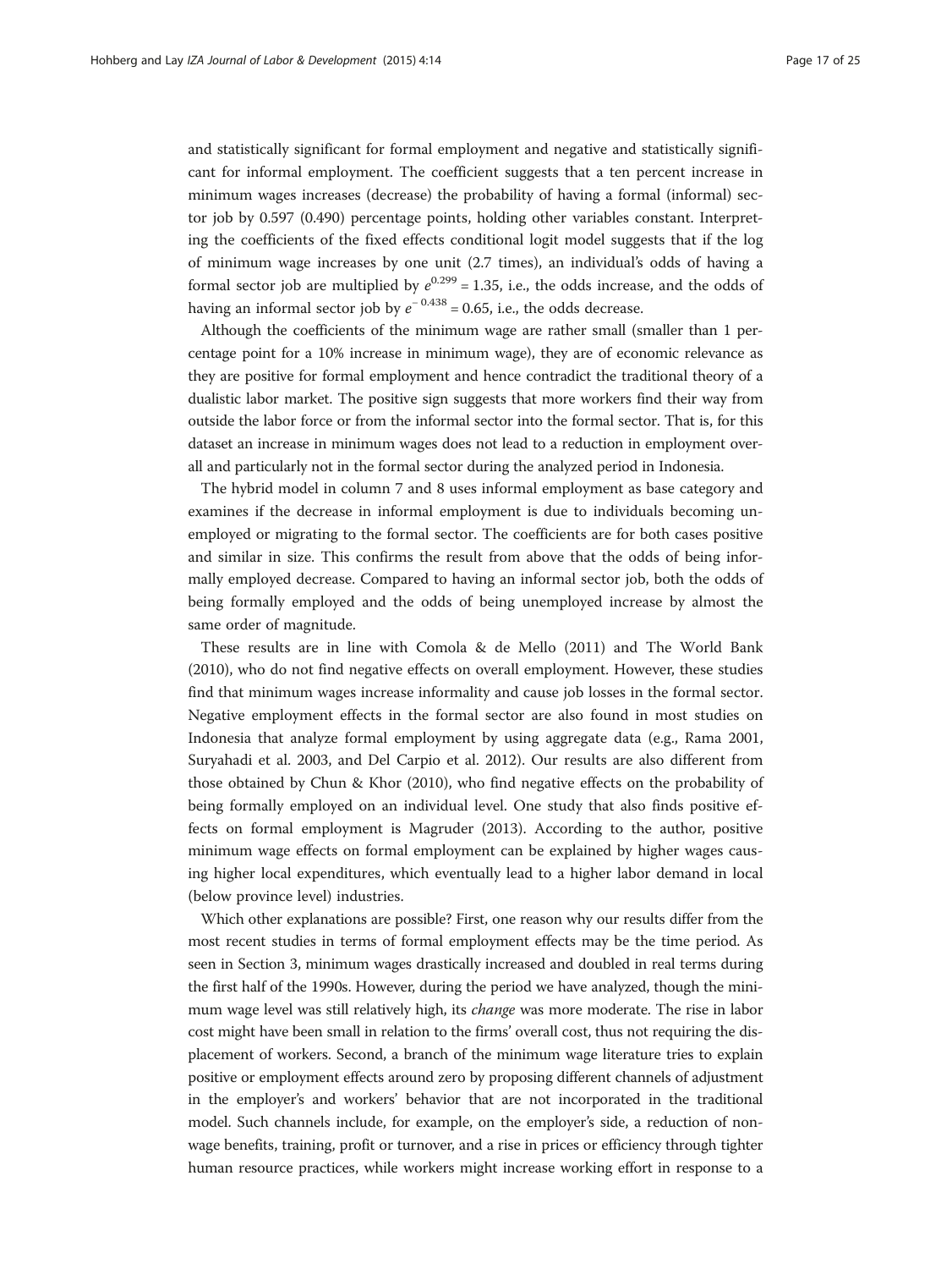and statistically significant for formal employment and negative and statistically significant for informal employment. The coefficient suggests that a ten percent increase in minimum wages increases (decrease) the probability of having a formal (informal) sector job by 0.597 (0.490) percentage points, holding other variables constant. Interpreting the coefficients of the fixed effects conditional logit model suggests that if the log of minimum wage increases by one unit (2.7 times), an individual's odds of having a formal sector job are multiplied by $e^{0.299} = 1.35$, i.e., the odds increase, and the odds of having an informal sector job by $e^{-0.438} = 0.65$, i.e., the odds decrease.

Although the coefficients of the minimum wage are rather small (smaller than 1 percentage point for a 10% increase in minimum wage), they are of economic relevance as they are positive for formal employment and hence contradict the traditional theory of a dualistic labor market. The positive sign suggests that more workers find their way from outside the labor force or from the informal sector into the formal sector. That is, for this dataset an increase in minimum wages does not lead to a reduction in employment overall and particularly not in the formal sector during the analyzed period in Indonesia.

The hybrid model in column 7 and 8 uses informal employment as base category and examines if the decrease in informal employment is due to individuals becoming unemployed or migrating to the formal sector. The coefficients are for both cases positive and similar in size. This confirms the result from above that the odds of being informally employed decrease. Compared to having an informal sector job, both the odds of being formally employed and the odds of being unemployed increase by almost the same order of magnitude.

These results are in line with Comola & de Mello (2011) and The World Bank (2010), who do not find negative effects on overall employment. However, these studies find that minimum wages increase informality and cause job losses in the formal sector. Negative employment effects in the formal sector are also found in most studies on Indonesia that analyze formal employment by using aggregate data (e.g., Rama 2001, Suryahadi et al. 2003, and Del Carpio et al. 2012). Our results are also different from those obtained by Chun & Khor (2010), who find negative effects on the probability of being formally employed on an individual level. One study that also finds positive effects on formal employment is Magruder (2013). According to the author, positive minimum wage effects on formal employment can be explained by higher wages causing higher local expenditures, which eventually lead to a higher labor demand in local (below province level) industries.

Which other explanations are possible? First, one reason why our results differ from the most recent studies in terms of formal employment effects may be the time period. As seen in Section 3, minimum wages drastically increased and doubled in real terms during the first half of the 1990s. However, during the period we have analyzed, though the minimum wage level was still relatively high, its *change* was more moderate. The rise in labor cost might have been small in relation to the firms' overall cost, thus not requiring the displacement of workers. Second, a branch of the minimum wage literature tries to explain positive or employment effects around zero by proposing different channels of adjustment in the employer's and workers' behavior that are not incorporated in the traditional model. Such channels include, for example, on the employer's side, a reduction of non-wage benefits, training, profit or turnover, and a rise in prices or efficiency through tighter human resource practices, while workers might increase working effort in response to a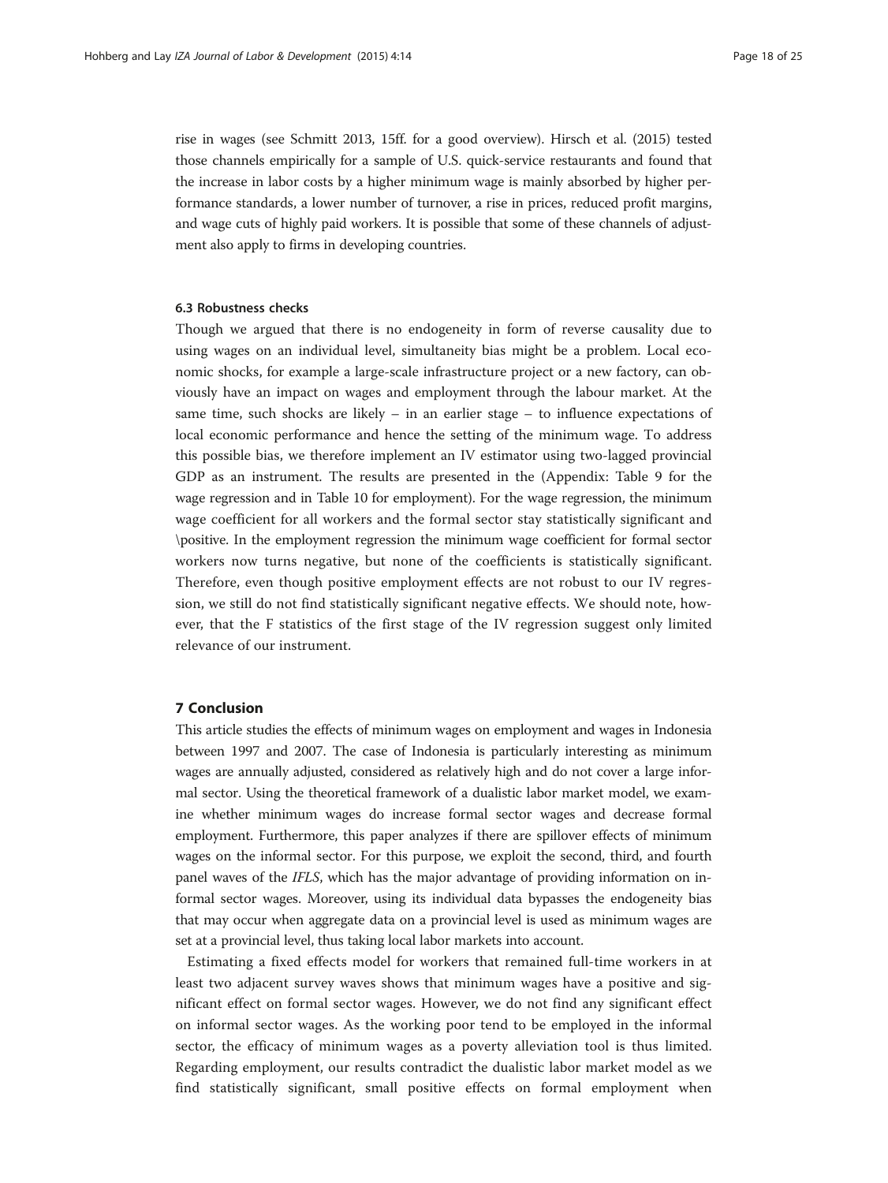rise in wages (see Schmitt 2013, 15ff. for a good overview). Hirsch et al. (2015) tested those channels empirically for a sample of U.S. quick-service restaurants and found that the increase in labor costs by a higher minimum wage is mainly absorbed by higher performance standards, a lower number of turnover, a rise in prices, reduced profit margins, and wage cuts of highly paid workers. It is possible that some of these channels of adjustment also apply to firms in developing countries.

### 6.3 Robustness checks

Though we argued that there is no endogeneity in form of reverse causality due to using wages on an individual level, simultaneity bias might be a problem. Local economic shocks, for example a large-scale infrastructure project or a new factory, can obviously have an impact on wages and employment through the labour market. At the same time, such shocks are likely – in an earlier stage – to influence expectations of local economic performance and hence the setting of the minimum wage. To address this possible bias, we therefore implement an IV estimator using two-lagged provincial GDP as an instrument. The results are presented in the (Appendix: Table 9 for the wage regression and in Table 10 for employment). For the wage regression, the minimum wage coefficient for all workers and the formal sector stay statistically significant and \positive. In the employment regression the minimum wage coefficient for formal sector workers now turns negative, but none of the coefficients is statistically significant. Therefore, even though positive employment effects are not robust to our IV regression, we still do not find statistically significant negative effects. We should note, however, that the F statistics of the first stage of the IV regression suggest only limited relevance of our instrument.

## 7 Conclusion

This article studies the effects of minimum wages on employment and wages in Indonesia between 1997 and 2007. The case of Indonesia is particularly interesting as minimum wages are annually adjusted, considered as relatively high and do not cover a large informal sector. Using the theoretical framework of a dualistic labor market model, we examine whether minimum wages do increase formal sector wages and decrease formal employment. Furthermore, this paper analyzes if there are spillover effects of minimum wages on the informal sector. For this purpose, we exploit the second, third, and fourth panel waves of the *IFLS*, which has the major advantage of providing information on informal sector wages. Moreover, using its individual data bypasses the endogeneity bias that may occur when aggregate data on a provincial level is used as minimum wages are set at a provincial level, thus taking local labor markets into account.

Estimating a fixed effects model for workers that remained full-time workers in at least two adjacent survey waves shows that minimum wages have a positive and significant effect on formal sector wages. However, we do not find any significant effect on informal sector wages. As the working poor tend to be employed in the informal sector, the efficacy of minimum wages as a poverty alleviation tool is thus limited. Regarding employment, our results contradict the dualistic labor market model as we find statistically significant, small positive effects on formal employment when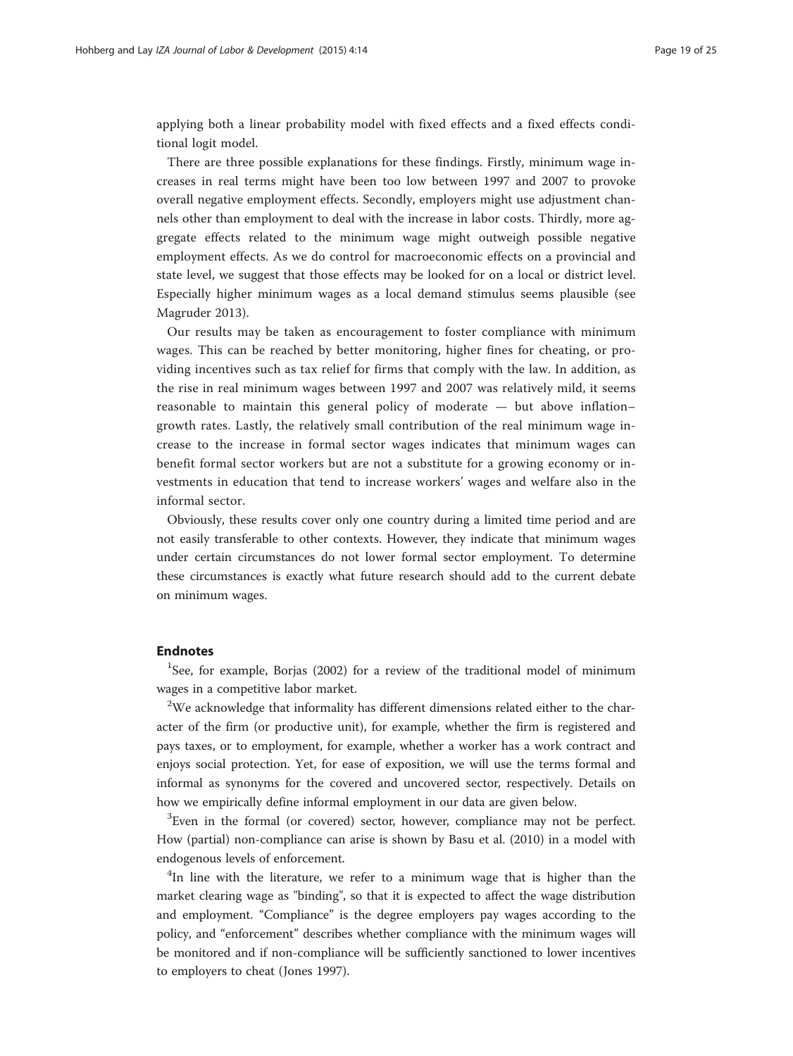applying both a linear probability model with fixed effects and a fixed effects conditional logit model.

There are three possible explanations for these findings. Firstly, minimum wage increases in real terms might have been too low between 1997 and 2007 to provoke overall negative employment effects. Secondly, employers might use adjustment channels other than employment to deal with the increase in labor costs. Thirdly, more aggregate effects related to the minimum wage might outweigh possible negative employment effects. As we do control for macroeconomic effects on a provincial and state level, we suggest that those effects may be looked for on a local or district level. Especially higher minimum wages as a local demand stimulus seems plausible (see Magruder 2013).

Our results may be taken as encouragement to foster compliance with minimum wages. This can be reached by better monitoring, higher fines for cheating, or providing incentives such as tax relief for firms that comply with the law. In addition, as the rise in real minimum wages between 1997 and 2007 was relatively mild, it seems reasonable to maintain this general policy of moderate — but above inflation–growth rates. Lastly, the relatively small contribution of the real minimum wage increase to the increase in formal sector wages indicates that minimum wages can benefit formal sector workers but are not a substitute for a growing economy or investments in education that tend to increase workers' wages and welfare also in the informal sector.

Obviously, these results cover only one country during a limited time period and are not easily transferable to other contexts. However, they indicate that minimum wages under certain circumstances do not lower formal sector employment. To determine these circumstances is exactly what future research should add to the current debate on minimum wages.

## Endnotes

[1]See, for example, Borjas (2002) for a review of the traditional model of minimum wages in a competitive labor market.

[2]We acknowledge that informality has different dimensions related either to the character of the firm (or productive unit), for example, whether the firm is registered and pays taxes, or to employment, for example, whether a worker has a work contract and enjoys social protection. Yet, for ease of exposition, we will use the terms formal and informal as synonyms for the covered and uncovered sector, respectively. Details on how we empirically define informal employment in our data are given below.

[3]Even in the formal (or covered) sector, however, compliance may not be perfect. How (partial) non-compliance can arise is shown by Basu et al. (2010) in a model with endogenous levels of enforcement.

[4]In line with the literature, we refer to a minimum wage that is higher than the market clearing wage as "binding", so that it is expected to affect the wage distribution and employment. "Compliance" is the degree employers pay wages according to the policy, and "enforcement" describes whether compliance with the minimum wages will be monitored and if non-compliance will be sufficiently sanctioned to lower incentives to employers to cheat (Jones 1997).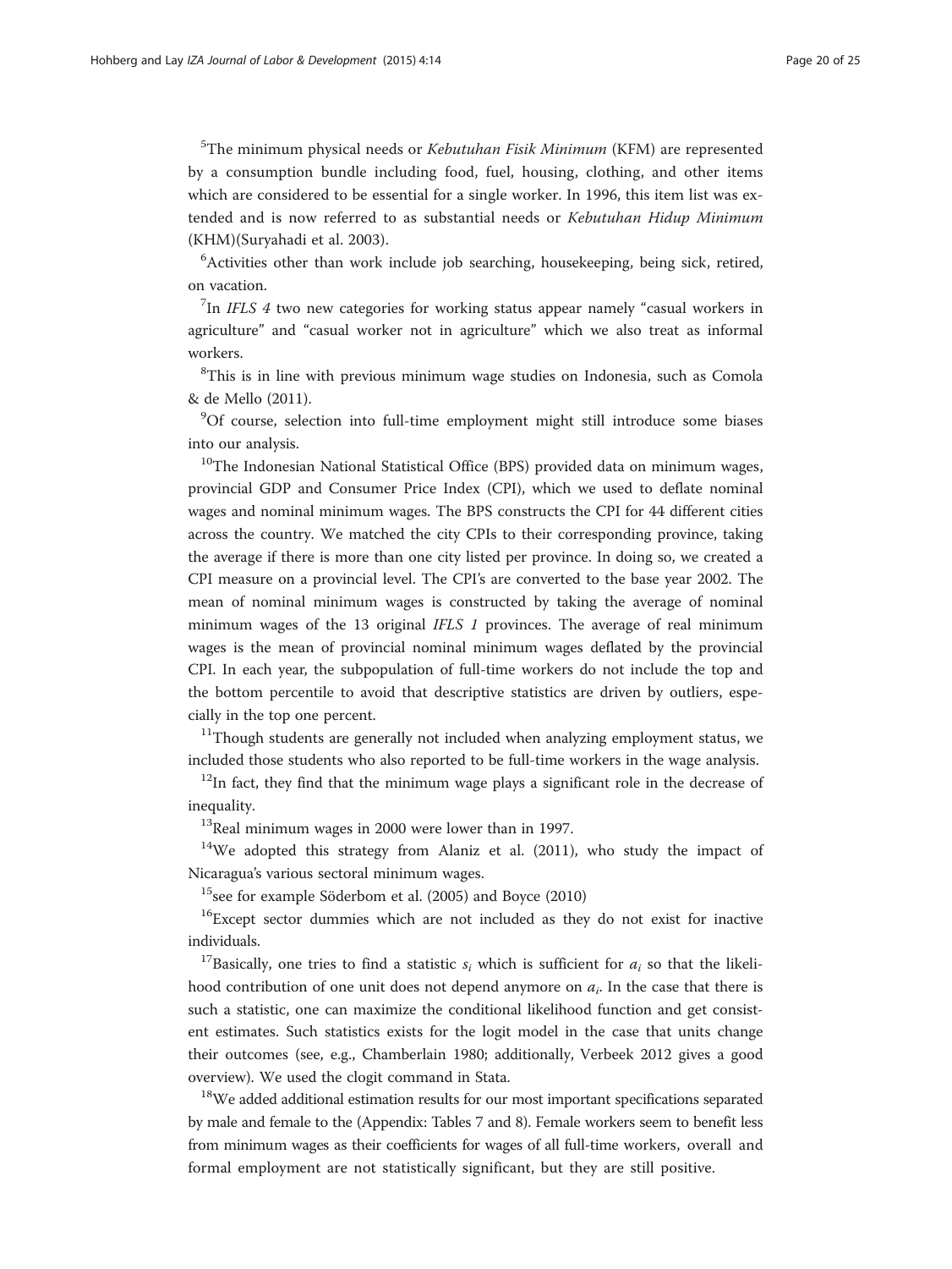[5]The minimum physical needs or *Kebutuhan Fisik Minimum* (KFM) are represented by a consumption bundle including food, fuel, housing, clothing, and other items which are considered to be essential for a single worker. In 1996, this item list was extended and is now referred to as substantial needs or *Kebutuhan Hidup Minimum* (KHM)(Suryahadi et al. 2003).

[6]Activities other than work include job searching, housekeeping, being sick, retired, on vacation.

[7]In *IFLS 4* two new categories for working status appear namely "casual workers in agriculture" and "casual worker not in agriculture" which we also treat as informal workers.

[8]This is in line with previous minimum wage studies on Indonesia, such as Comola & de Mello (2011).

[9]Of course, selection into full-time employment might still introduce some biases into our analysis.

[10]The Indonesian National Statistical Office (BPS) provided data on minimum wages, provincial GDP and Consumer Price Index (CPI), which we used to deflate nominal wages and nominal minimum wages. The BPS constructs the CPI for 44 different cities across the country. We matched the city CPIs to their corresponding province, taking the average if there is more than one city listed per province. In doing so, we created a CPI measure on a provincial level. The CPI's are converted to the base year 2002. The mean of nominal minimum wages is constructed by taking the average of nominal minimum wages of the 13 original *IFLS 1* provinces. The average of real minimum wages is the mean of provincial nominal minimum wages deflated by the provincial CPI. In each year, the subpopulation of full-time workers do not include the top and the bottom percentile to avoid that descriptive statistics are driven by outliers, especially in the top one percent.

[11]Though students are generally not included when analyzing employment status, we included those students who also reported to be full-time workers in the wage analysis.

[12]In fact, they find that the minimum wage plays a significant role in the decrease of inequality.

[13]Real minimum wages in 2000 were lower than in 1997.

[14]We adopted this strategy from Alaniz et al. (2011), who study the impact of Nicaragua's various sectoral minimum wages.

[15]see for example Söderbom et al. (2005) and Boyce (2010)

[16]Except sector dummies which are not included as they do not exist for inactive individuals.

[17]Basically, one tries to find a statistic $s_i$ which is sufficient for $a_i$ so that the likelihood contribution of one unit does not depend anymore on $a_i$. In the case that there is such a statistic, one can maximize the conditional likelihood function and get consistent estimates. Such statistics exists for the logit model in the case that units change their outcomes (see, e.g., Chamberlain 1980; additionally, Verbeek 2012 gives a good overview). We used the clogit command in Stata.

[18]We added additional estimation results for our most important specifications separated by male and female to the (Appendix: Tables 7 and 8). Female workers seem to benefit less from minimum wages as their coefficients for wages of all full-time workers, overall and formal employment are not statistically significant, but they are still positive.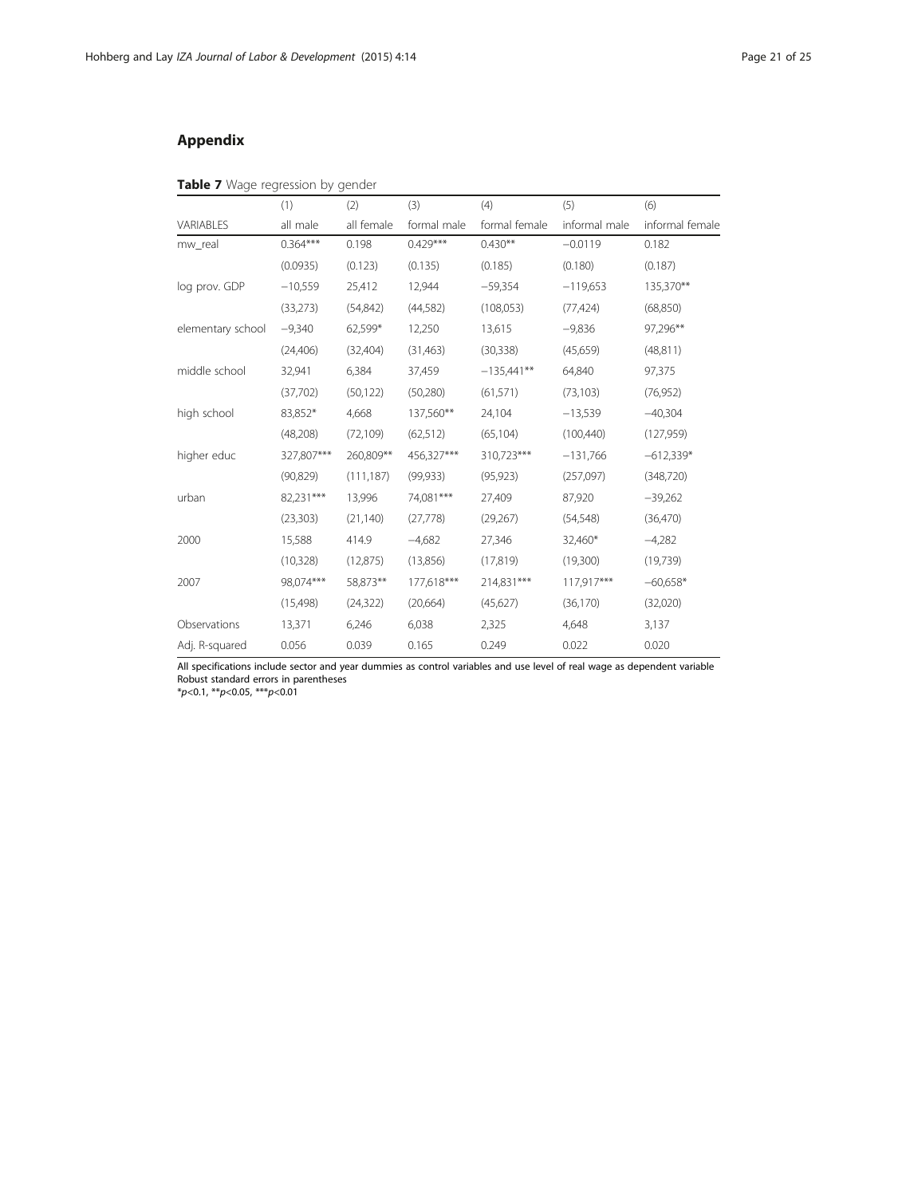## Appendix

**Table 7** Wage regression by gender

| | (1) | (2) | (3) | (4) | (5) | (6) |
|---|---|---|---|---|---|---|
| VARIABLES | all male | all female | formal male | formal female | informal male | informal female |
| mw_real | 0.364*** | 0.198 | 0.429*** | 0.430** | −0.0119 | 0.182 |
| | (0.0935) | (0.123) | (0.135) | (0.185) | (0.180) | (0.187) |
| log prov. GDP | −10,559 | 25,412 | 12,944 | −59,354 | −119,653 | 135,370** |
| | (33,273) | (54,842) | (44,582) | (108,053) | (77,424) | (68,850) |
| elementary school | −9,340 | 62,599* | 12,250 | 13,615 | −9,836 | 97,296** |
| | (24,406) | (32,404) | (31,463) | (30,338) | (45,659) | (48,811) |
| middle school | 32,941 | 6,384 | 37,459 | −135,441** | 64,840 | 97,375 |
| | (37,702) | (50,122) | (50,280) | (61,571) | (73,103) | (76,952) |
| high school | 83,852* | 4,668 | 137,560** | 24,104 | −13,539 | −40,304 |
| | (48,208) | (72,109) | (62,512) | (65,104) | (100,440) | (127,959) |
| higher educ | 327,807*** | 260,809** | 456,327*** | 310,723*** | −131,766 | −612,339* |
| | (90,829) | (111,187) | (99,933) | (95,923) | (257,097) | (348,720) |
| urban | 82,231*** | 13,996 | 74,081*** | 27,409 | 87,920 | −39,262 |
| | (23,303) | (21,140) | (27,778) | (29,267) | (54,548) | (36,470) |
| 2000 | 15,588 | 414.9 | −4,682 | 27,346 | 32,460* | −4,282 |
| | (10,328) | (12,875) | (13,856) | (17,819) | (19,300) | (19,739) |
| 2007 | 98,074*** | 58,873** | 177,618*** | 214,831*** | 117,917*** | −60,658* |
| | (15,498) | (24,322) | (20,664) | (45,627) | (36,170) | (32,020) |
| Observations | 13,371 | 6,246 | 6,038 | 2,325 | 4,648 | 3,137 |
| Adj. R-squared | 0.056 | 0.039 | 0.165 | 0.249 | 0.022 | 0.020 |

All specifications include sector and year dummies as control variables and use level of real wage as dependent variable
Robust standard errors in parentheses
*$p<0.1$, **$p<0.05$, ***$p<0.01$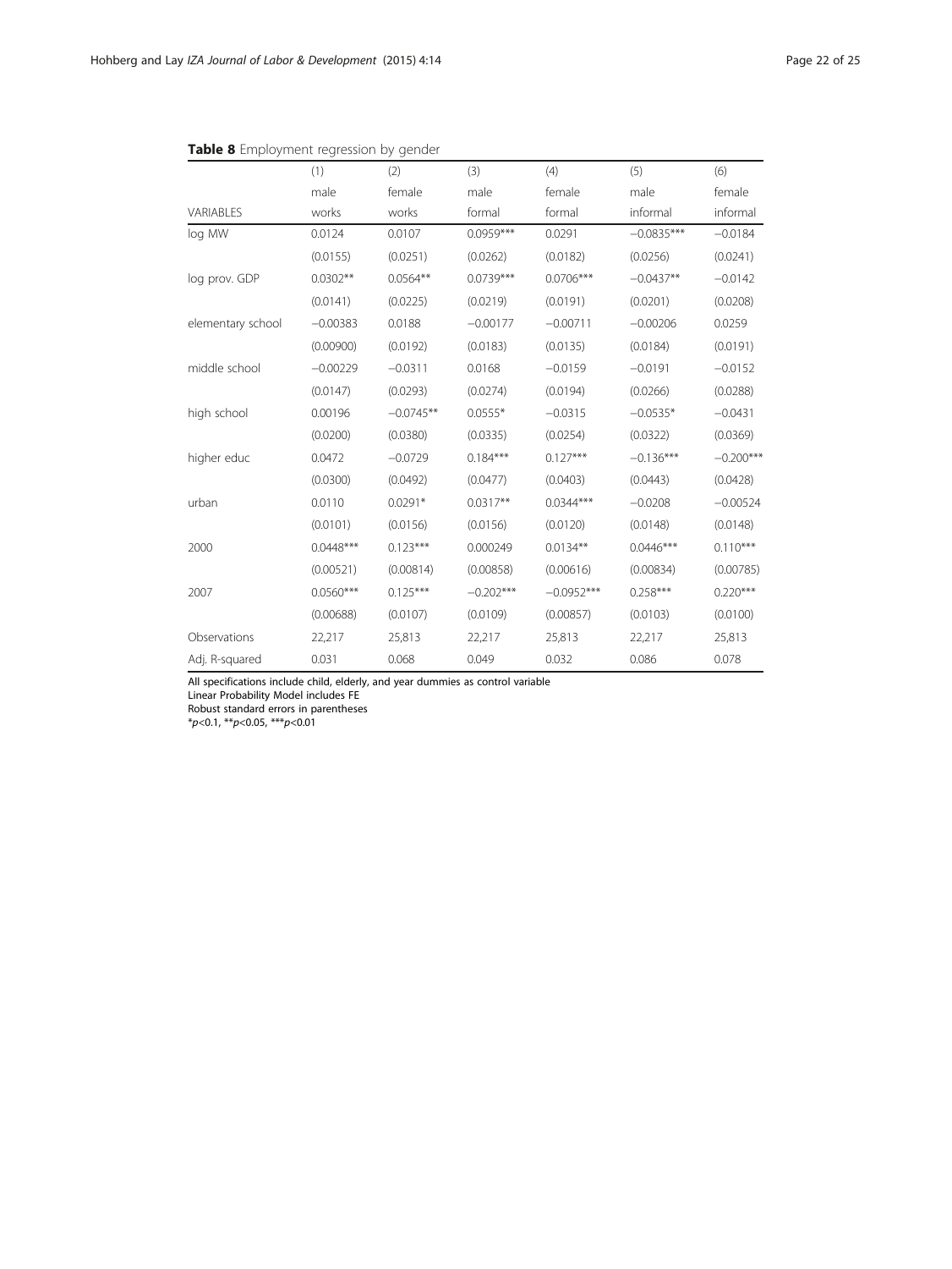**Table 8** Employment regression by gender

| | (1) | (2) | (3) | (4) | (5) | (6) |
|---|---|---|---|---|---|---|
| | male | female | male | female | male | female |
| VARIABLES | works | works | formal | formal | informal | informal |
| log MW | 0.0124 | 0.0107 | 0.0959*** | 0.0291 | −0.0835*** | −0.0184 |
| | (0.0155) | (0.0251) | (0.0262) | (0.0182) | (0.0256) | (0.0241) |
| log prov. GDP | 0.0302** | 0.0564** | 0.0739*** | 0.0706*** | −0.0437** | −0.0142 |
| | (0.0141) | (0.0225) | (0.0219) | (0.0191) | (0.0201) | (0.0208) |
| elementary school | −0.00383 | 0.0188 | −0.00177 | −0.00711 | −0.00206 | 0.0259 |
| | (0.00900) | (0.0192) | (0.0183) | (0.0135) | (0.0184) | (0.0191) |
| middle school | −0.00229 | −0.0311 | 0.0168 | −0.0159 | −0.0191 | −0.0152 |
| | (0.0147) | (0.0293) | (0.0274) | (0.0194) | (0.0266) | (0.0288) |
| high school | 0.00196 | −0.0745** | 0.0555* | −0.0315 | −0.0535* | −0.0431 |
| | (0.0200) | (0.0380) | (0.0335) | (0.0254) | (0.0322) | (0.0369) |
| higher educ | 0.0472 | −0.0729 | 0.184*** | 0.127*** | −0.136*** | −0.200*** |
| | (0.0300) | (0.0492) | (0.0477) | (0.0403) | (0.0443) | (0.0428) |
| urban | 0.0110 | 0.0291* | 0.0317** | 0.0344*** | −0.0208 | −0.00524 |
| | (0.0101) | (0.0156) | (0.0156) | (0.0120) | (0.0148) | (0.0148) |
| 2000 | 0.0448*** | 0.123*** | 0.000249 | 0.0134** | 0.0446*** | 0.110*** |
| | (0.00521) | (0.00814) | (0.00858) | (0.00616) | (0.00834) | (0.00785) |
| 2007 | 0.0560*** | 0.125*** | −0.202*** | −0.0952*** | 0.258*** | 0.220*** |
| | (0.00688) | (0.0107) | (0.0109) | (0.00857) | (0.0103) | (0.0100) |
| Observations | 22,217 | 25,813 | 22,217 | 25,813 | 22,217 | 25,813 |
| Adj. R-squared | 0.031 | 0.068 | 0.049 | 0.032 | 0.086 | 0.078 |

All specifications include child, elderly, and year dummies as control variable
Linear Probability Model includes FE
Robust standard errors in parentheses
*$p<0.1$, **$p<0.05$, ***$p<0.01$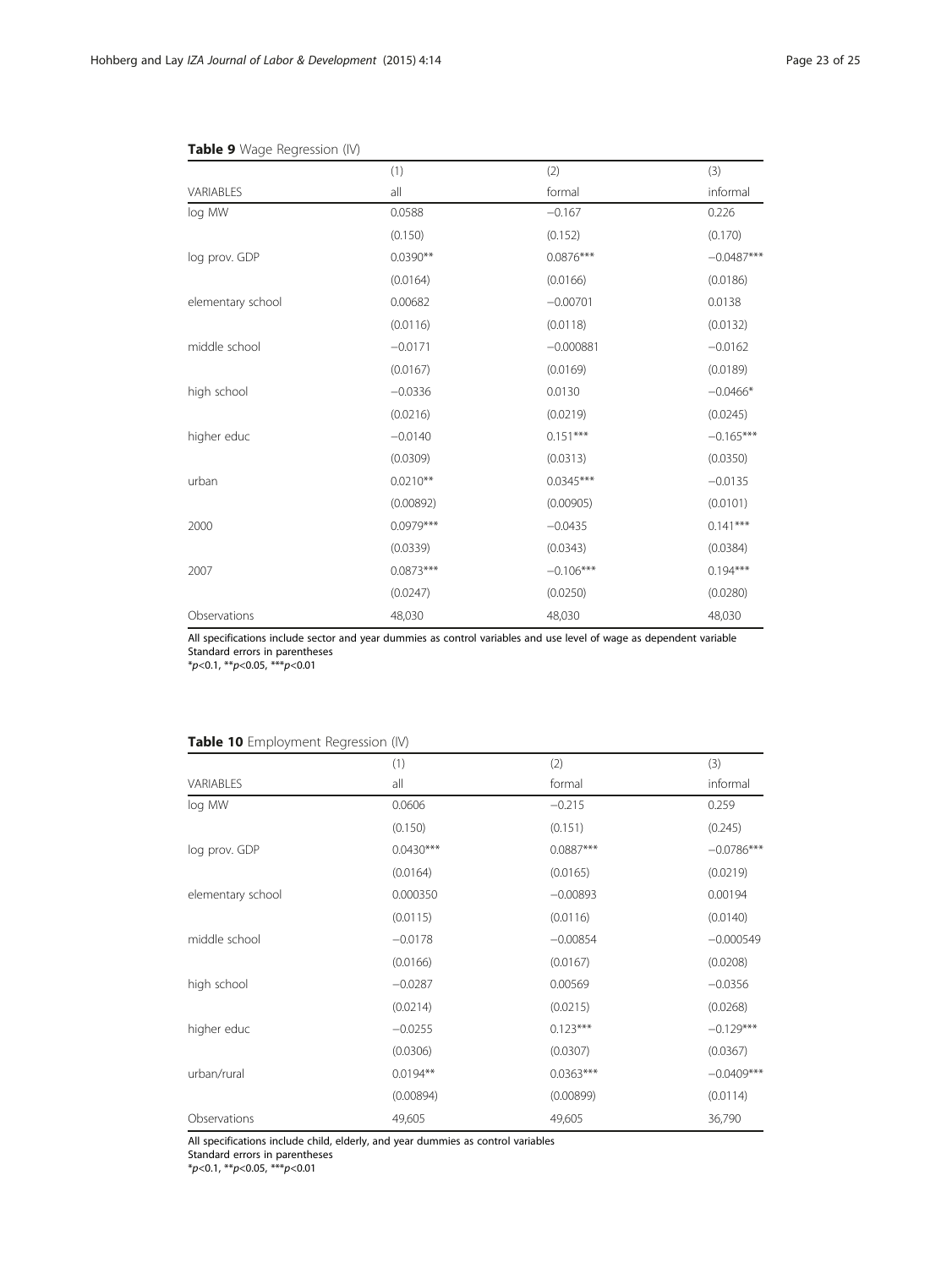**Table 9** Wage Regression (IV)

| | (1) | (2) | (3) |
|---|---|---|---|
| VARIABLES | all | formal | informal |
| log MW | 0.0588 | −0.167 | 0.226 |
| | (0.150) | (0.152) | (0.170) |
| log prov. GDP | 0.0390** | 0.0876*** | −0.0487*** |
| | (0.0164) | (0.0166) | (0.0186) |
| elementary school | 0.00682 | −0.00701 | 0.0138 |
| | (0.0116) | (0.0118) | (0.0132) |
| middle school | −0.0171 | −0.000881 | −0.0162 |
| | (0.0167) | (0.0169) | (0.0189) |
| high school | −0.0336 | 0.0130 | −0.0466* |
| | (0.0216) | (0.0219) | (0.0245) |
| higher educ | −0.0140 | 0.151*** | −0.165*** |
| | (0.0309) | (0.0313) | (0.0350) |
| urban | 0.0210** | 0.0345*** | −0.0135 |
| | (0.00892) | (0.00905) | (0.0101) |
| 2000 | 0.0979*** | −0.0435 | 0.141*** |
| | (0.0339) | (0.0343) | (0.0384) |
| 2007 | 0.0873*** | −0.106*** | 0.194*** |
| | (0.0247) | (0.0250) | (0.0280) |
| Observations | 48,030 | 48,030 | 48,030 |

All specifications include sector and year dummies as control variables and use level of wage as dependent variable
Standard errors in parentheses
*$p<0.1$, **$p<0.05$, ***$p<0.01$

**Table 10** Employment Regression (IV)

| | (1) | (2) | (3) |
|---|---|---|---|
| VARIABLES | all | formal | informal |
| log MW | 0.0606 | −0.215 | 0.259 |
| | (0.150) | (0.151) | (0.245) |
| log prov. GDP | 0.0430*** | 0.0887*** | −0.0786*** |
| | (0.0164) | (0.0165) | (0.0219) |
| elementary school | 0.000350 | −0.00893 | 0.00194 |
| | (0.0115) | (0.0116) | (0.0140) |
| middle school | −0.0178 | −0.00854 | −0.000549 |
| | (0.0166) | (0.0167) | (0.0208) |
| high school | −0.0287 | 0.00569 | −0.0356 |
| | (0.0214) | (0.0215) | (0.0268) |
| higher educ | −0.0255 | 0.123*** | −0.129*** |
| | (0.0306) | (0.0307) | (0.0367) |
| urban/rural | 0.0194** | 0.0363*** | −0.0409*** |
| | (0.00894) | (0.00899) | (0.0114) |
| Observations | 49,605 | 49,605 | 36,790 |

All specifications include child, elderly, and year dummies as control variables
Standard errors in parentheses
*$p<0.1$, **$p<0.05$, ***$p<0.01$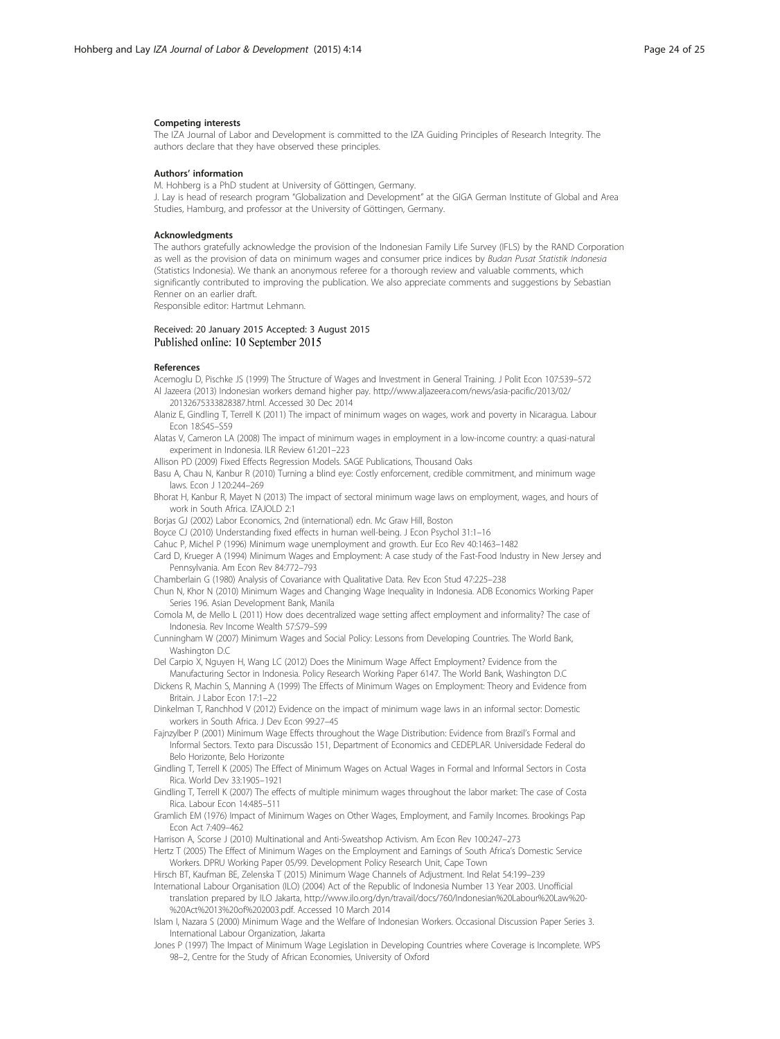#### Competing interests

The IZA Journal of Labor and Development is committed to the IZA Guiding Principles of Research Integrity. The authors declare that they have observed these principles.

#### Authors' information

M. Hohberg is a PhD student at University of Göttingen, Germany.
J. Lay is head of research program "Globalization and Development" at the GIGA German Institute of Global and Area Studies, Hamburg, and professor at the University of Göttingen, Germany.

#### Acknowledgments

The authors gratefully acknowledge the provision of the Indonesian Family Life Survey (IFLS) by the RAND Corporation as well as the provision of data on minimum wages and consumer price indices by *Budan Pusat Statistik Indonesia* (Statistics Indonesia). We thank an anonymous referee for a thorough review and valuable comments, which significantly contributed to improving the publication. We also appreciate comments and suggestions by Sebastian Renner on an earlier draft.
Responsible editor: Hartmut Lehmann.

Received: 20 January 2015 Accepted: 3 August 2015
Published online: 10 September 2015

#### References

Acemoglu D, Pischke JS (1999) The Structure of Wages and Investment in General Training. J Polit Econ 107:539–572

Al Jazeera (2013) Indonesian workers demand higher pay. http://www.aljazeera.com/news/asia-pacific/2013/02/20132675333828387.html. Accessed 30 Dec 2014

Alaniz E, Gindling T, Terrell K (2011) The impact of minimum wages on wages, work and poverty in Nicaragua. Labour Econ 18:S45–S59

Alatas V, Cameron LA (2008) The impact of minimum wages in employment in a low-income country: a quasi-natural experiment in Indonesia. ILR Review 61:201–223

Allison PD (2009) Fixed Effects Regression Models. SAGE Publications, Thousand Oaks

Basu A, Chau N, Kanbur R (2010) Turning a blind eye: Costly enforcement, credible commitment, and minimum wage laws. Econ J 120:244–269

Bhorat H, Kanbur R, Mayet N (2013) The impact of sectoral minimum wage laws on employment, wages, and hours of work in South Africa. IZAJOLD 2:1

Borjas GJ (2002) Labor Economics, 2nd (international) edn. Mc Graw Hill, Boston

Boyce CJ (2010) Understanding fixed effects in human well-being. J Econ Psychol 31:1–16

Cahuc P, Michel P (1996) Minimum wage unemployment and growth. Eur Eco Rev 40:1463–1482

Card D, Krueger A (1994) Minimum Wages and Employment: A case study of the Fast-Food Industry in New Jersey and Pennsylvania. Am Econ Rev 84:772–793

Chamberlain G (1980) Analysis of Covariance with Qualitative Data. Rev Econ Stud 47:225–238

Chun N, Khor N (2010) Minimum Wages and Changing Wage Inequality in Indonesia. ADB Economics Working Paper Series 196. Asian Development Bank, Manila

Comola M, de Mello L (2011) How does decentralized wage setting affect employment and informality? The case of Indonesia. Rev Income Wealth 57:S79–S99

Cunningham W (2007) Minimum Wages and Social Policy: Lessons from Developing Countries. The World Bank, Washington D.C

Del Carpio X, Nguyen H, Wang LC (2012) Does the Minimum Wage Affect Employment? Evidence from the Manufacturing Sector in Indonesia. Policy Research Working Paper 6147. The World Bank, Washington D.C

Dickens R, Machin S, Manning A (1999) The Effects of Minimum Wages on Employment: Theory and Evidence from Britain. J Labor Econ 17:1–22

Dinkelman T, Ranchhod V (2012) Evidence on the impact of minimum wage laws in an informal sector: Domestic workers in South Africa. J Dev Econ 99:27–45

Fajnzylber P (2001) Minimum Wage Effects throughout the Wage Distribution: Evidence from Brazil's Formal and Informal Sectors. Texto para Discussão 151, Department of Economics and CEDEPLAR. Universidade Federal do Belo Horizonte, Belo Horizonte

Gindling T, Terrell K (2005) The Effect of Minimum Wages on Actual Wages in Formal and Informal Sectors in Costa Rica. World Dev 33:1905–1921

Gindling T, Terrell K (2007) The effects of multiple minimum wages throughout the labor market: The case of Costa Rica. Labour Econ 14:485–511

Gramlich EM (1976) Impact of Minimum Wages on Other Wages, Employment, and Family Incomes. Brookings Pap Econ Act 7:409–462

Harrison A, Scorse J (2010) Multinational and Anti-Sweatshop Activism. Am Econ Rev 100:247–273

Hertz T (2005) The Effect of Minimum Wages on the Employment and Earnings of South Africa's Domestic Service Workers. DPRU Working Paper 05/99. Development Policy Research Unit, Cape Town

Hirsch BT, Kaufman BE, Zelenska T (2015) Minimum Wage Channels of Adjustment. Ind Relat 54:199–239

International Labour Organisation (ILO) (2004) Act of the Republic of Indonesia Number 13 Year 2003. Unofficial translation prepared by ILO Jakarta, http://www.ilo.org/dyn/travail/docs/760/Indonesian%20Labour%20Law%20-%20Act%2013%20of%202003.pdf. Accessed 10 March 2014

Islam I, Nazara S (2000) Minimum Wage and the Welfare of Indonesian Workers. Occasional Discussion Paper Series 3. International Labour Organization, Jakarta

Jones P (1997) The Impact of Minimum Wage Legislation in Developing Countries where Coverage is Incomplete. WPS 98–2, Centre for the Study of African Economies, University of Oxford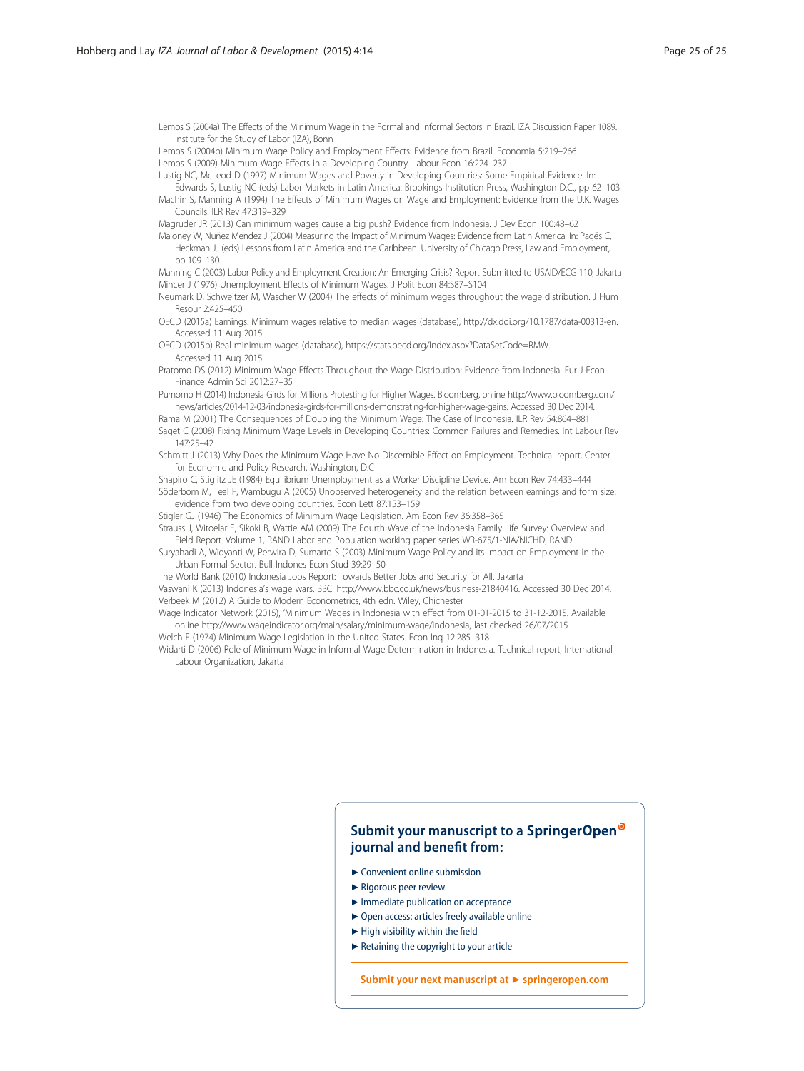Lemos S (2004a) The Effects of the Minimum Wage in the Formal and Informal Sectors in Brazil. IZA Discussion Paper 1089. Institute for the Study of Labor (IZA), Bonn

Lemos S (2004b) Minimum Wage Policy and Employment Effects: Evidence from Brazil. Economia 5:219–266

Lemos S (2009) Minimum Wage Effects in a Developing Country. Labour Econ 16:224–237

Lustig NC, McLeod D (1997) Minimum Wages and Poverty in Developing Countries: Some Empirical Evidence. In: Edwards S, Lustig NC (eds) Labor Markets in Latin America. Brookings Institution Press, Washington D.C., pp 62–103

Machin S, Manning A (1994) The Effects of Minimum Wages on Wage and Employment: Evidence from the U.K. Wages Councils. ILR Rev 47:319–329

Magruder JR (2013) Can minimum wages cause a big push? Evidence from Indonesia. J Dev Econ 100:48–62

Maloney W, Nuñez Mendez J (2004) Measuring the Impact of Minimum Wages: Evidence from Latin America. In: Pagés C, Heckman JJ (eds) Lessons from Latin America and the Caribbean. University of Chicago Press, Law and Employment, pp 109–130

Manning C (2003) Labor Policy and Employment Creation: An Emerging Crisis? Report Submitted to USAID/ECG 110, Jakarta

Mincer J (1976) Unemployment Effects of Minimum Wages. J Polit Econ 84:S87–S104

Neumark D, Schweitzer M, Wascher W (2004) The effects of minimum wages throughout the wage distribution. J Hum Resour 2:425–450

OECD (2015a) Earnings: Minimum wages relative to median wages (database), http://dx.doi.org/10.1787/data-00313-en. Accessed 11 Aug 2015

OECD (2015b) Real minimum wages (database), https://stats.oecd.org/Index.aspx?DataSetCode=RMW. Accessed 11 Aug 2015

Pratomo DS (2012) Minimum Wage Effects Throughout the Wage Distribution: Evidence from Indonesia. Eur J Econ Finance Admin Sci 2012:27–35

Purnomo H (2014) Indonesia Girds for Millions Protesting for Higher Wages. Bloomberg, online http://www.bloomberg.com/news/articles/2014-12-03/indonesia-girds-for-millions-demonstrating-for-higher-wage-gains. Accessed 30 Dec 2014.

Rama M (2001) The Consequences of Doubling the Minimum Wage: The Case of Indonesia. ILR Rev 54:864–881

Saget C (2008) Fixing Minimum Wage Levels in Developing Countries: Common Failures and Remedies. Int Labour Rev 147:25–42

Schmitt J (2013) Why Does the Minimum Wage Have No Discernible Effect on Employment. Technical report, Center for Economic and Policy Research, Washington, D.C

Shapiro C, Stiglitz JE (1984) Equilibrium Unemployment as a Worker Discipline Device. Am Econ Rev 74:433–444

Söderbom M, Teal F, Wambugu A (2005) Unobserved heterogeneity and the relation between earnings and form size: evidence from two developing countries. Econ Lett 87:153–159

Stigler GJ (1946) The Economics of Minimum Wage Legislation. Am Econ Rev 36:358–365

Strauss J, Witoelar F, Sikoki B, Wattie AM (2009) The Fourth Wave of the Indonesia Family Life Survey: Overview and Field Report. Volume 1, RAND Labor and Population working paper series WR-675/1-NIA/NICHD, RAND.

Suryahadi A, Widyanti W, Perwira D, Sumarto S (2003) Minimum Wage Policy and its Impact on Employment in the Urban Formal Sector. Bull Indones Econ Stud 39:29–50

The World Bank (2010) Indonesia Jobs Report: Towards Better Jobs and Security for All. Jakarta

Vaswani K (2013) Indonesia's wage wars. BBC. http://www.bbc.co.uk/news/business-21840416. Accessed 30 Dec 2014.

Verbeek M (2012) A Guide to Modern Econometrics, 4th edn. Wiley, Chichester

Wage Indicator Network (2015), 'Minimum Wages in Indonesia with effect from 01-01-2015 to 31-12-2015. Available online http://www.wageindicator.org/main/salary/minimum-wage/indonesia, last checked 26/07/2015

Welch F (1974) Minimum Wage Legislation in the United States. Econ Inq 12:285–318

Widarti D (2006) Role of Minimum Wage in Informal Wage Determination in Indonesia. Technical report, International Labour Organization, Jakarta

**Submit your manuscript to a SpringerOpen journal and benefit from:**

- ► Convenient online submission
- ► Rigorous peer review
- ► Immediate publication on acceptance
- ► Open access: articles freely available online
- ► High visibility within the field
- ► Retaining the copyright to your article

**Submit your next manuscript at ► springeropen.com**